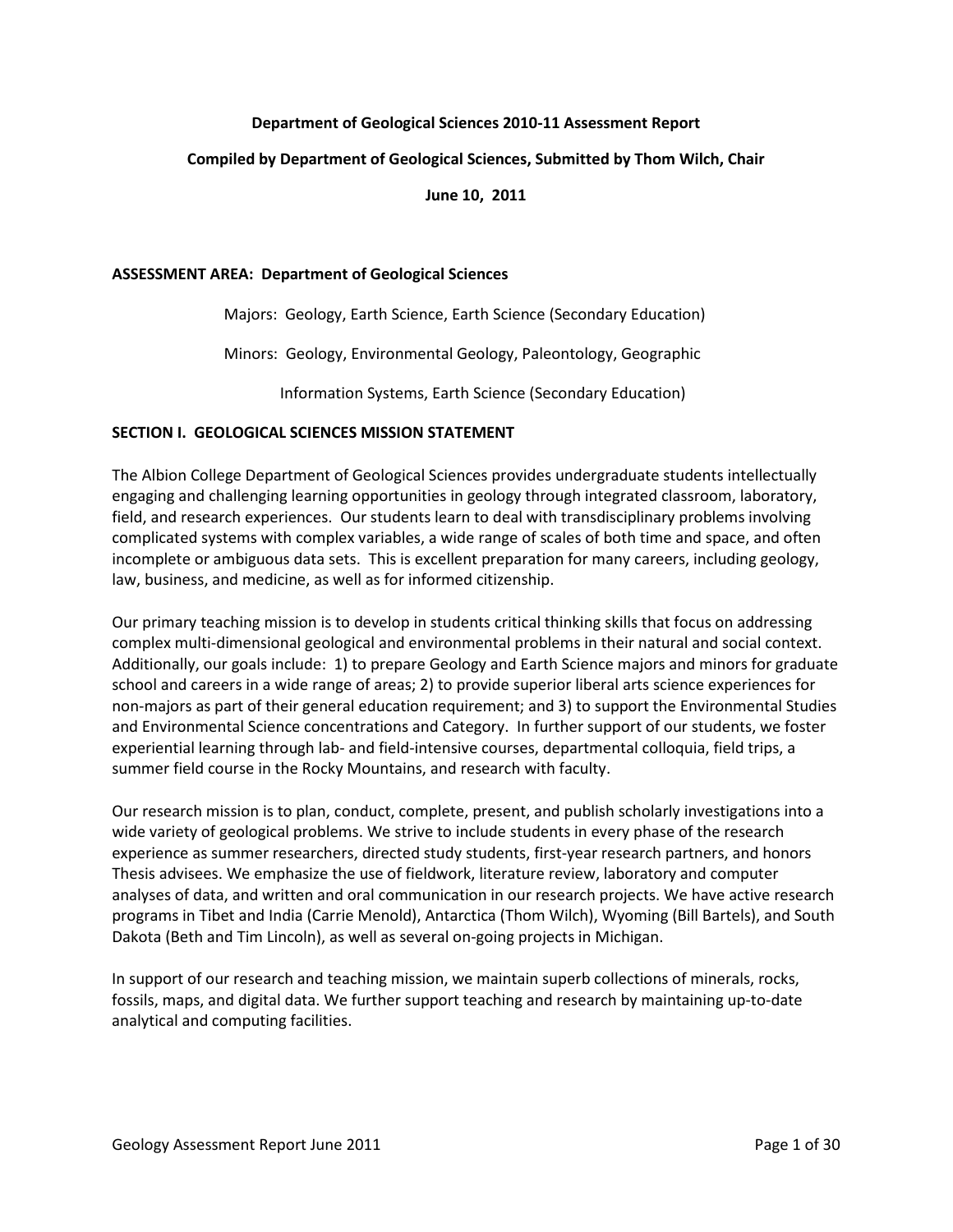**Department of Geological Sciences 2010-11 Assessment Report**

**Compiled by Department of Geological Sciences, Submitted by Thom Wilch, Chair**

**June 10, 2011**

**ASSESSMENT AREA: Department of Geological Sciences**

Majors: Geology, Earth Science, Earth Science (Secondary Education)

Minors: Geology, Environmental Geology, Paleontology, Geographic Information Systems, Earth Science (Secondary Education)

## SECTION I. GEOLOGICAL SCIENCES MISSION STATEMENT

The Albion College Department of Geological Sciences provides undergraduate students intellectually engaging and challenging learning opportunities in geology through integrated classroom, laboratory, field, and research experiences. Our students learn to deal with transdisciplinary problems involving complicated systems with complex variables, a wide range of scales of both time and space, and often incomplete or ambiguous data sets. This is excellent preparation for many careers, including geology, law, business, and medicine, as well as for informed citizenship.

Our primary teaching mission is to develop in students critical thinking skills that focus on addressing complex multi-dimensional geological and environmental problems in their natural and social context. Additionally, our goals include: 1) to prepare Geology and Earth Science majors and minors for graduate school and careers in a wide range of areas; 2) to provide superior liberal arts science experiences for non-majors as part of their general education requirement; and 3) to support the Environmental Studies and Environmental Science concentrations and Category. In further support of our students, we foster experiential learning through lab- and field-intensive courses, departmental colloquia, field trips, a summer field course in the Rocky Mountains, and research with faculty.

Our research mission is to plan, conduct, complete, present, and publish scholarly investigations into a wide variety of geological problems. We strive to include students in every phase of the research experience as summer researchers, directed study students, first-year research partners, and honors Thesis advisees. We emphasize the use of fieldwork, literature review, laboratory and computer analyses of data, and written and oral communication in our research projects. We have active research programs in Tibet and India (Carrie Menold), Antarctica (Thom Wilch), Wyoming (Bill Bartels), and South Dakota (Beth and Tim Lincoln), as well as several on-going projects in Michigan.

In support of our research and teaching mission, we maintain superb collections of minerals, rocks, fossils, maps, and digital data. We further support teaching and research by maintaining up-to-date analytical and computing facilities.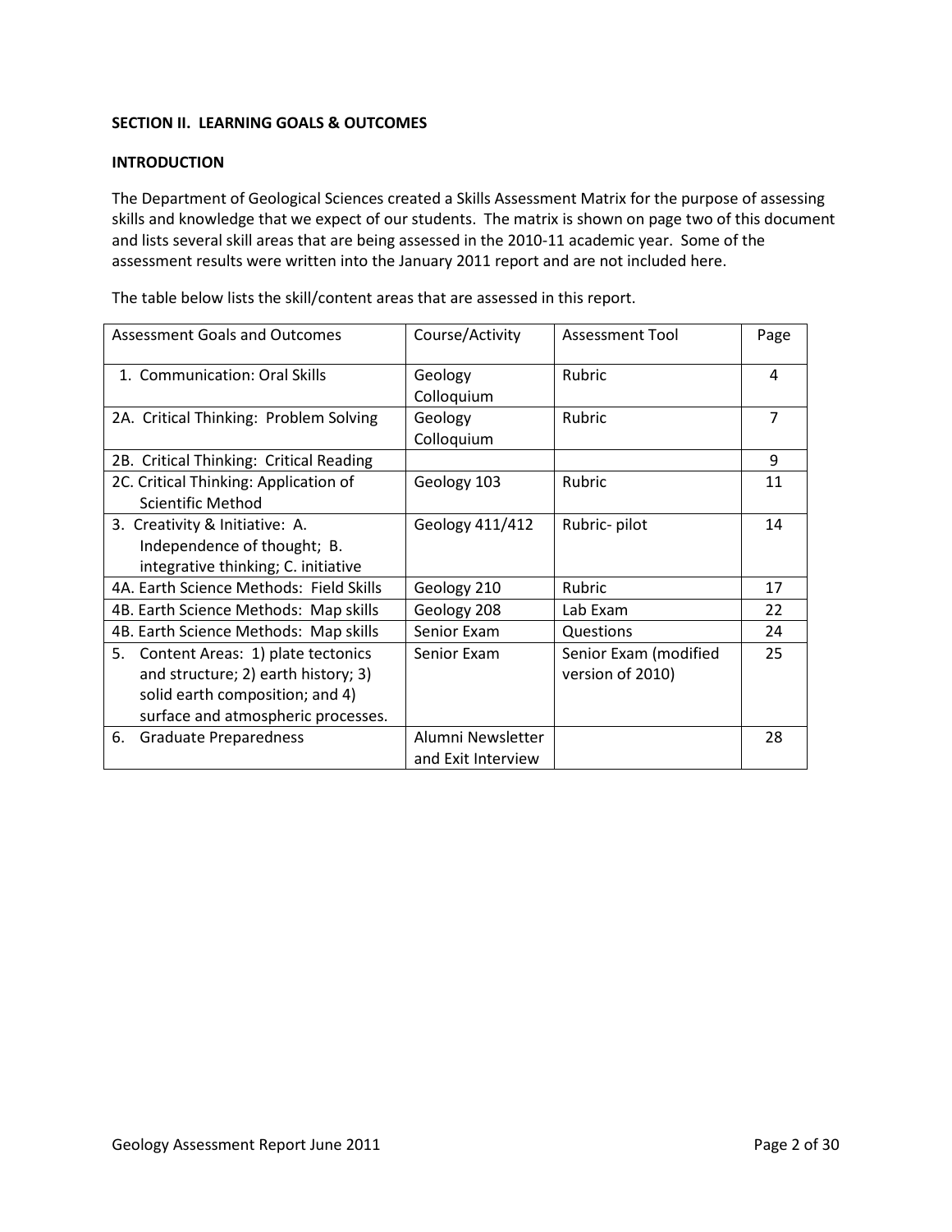## SECTION II. LEARNING GOALS & OUTCOMES

### INTRODUCTION

The Department of Geological Sciences created a Skills Assessment Matrix for the purpose of assessing skills and knowledge that we expect of our students. The matrix is shown on page two of this document and lists several skill areas that are being assessed in the 2010-11 academic year. Some of the assessment results were written into the January 2011 report and are not included here.

The table below lists the skill/content areas that are assessed in this report.

| Assessment Goals and Outcomes | Course/Activity | Assessment Tool | Page |
|---|---|---|---|
| 1. Communication: Oral Skills | Geology Colloquium | Rubric | 4 |
| 2A. Critical Thinking: Problem Solving | Geology Colloquium | Rubric | 7 |
| 2B. Critical Thinking: Critical Reading | | | 9 |
| 2C. Critical Thinking: Application of Scientific Method | Geology 103 | Rubric | 11 |
| 3. Creativity & Initiative: A. Independence of thought; B. integrative thinking; C. initiative | Geology 411/412 | Rubric- pilot | 14 |
| 4A. Earth Science Methods: Field Skills | Geology 210 | Rubric | 17 |
| 4B. Earth Science Methods: Map skills | Geology 208 | Lab Exam | 22 |
| 4B. Earth Science Methods: Map skills | Senior Exam | Questions | 24 |
| 5. Content Areas: 1) plate tectonics and structure; 2) earth history; 3) solid earth composition; and 4) surface and atmospheric processes. | Senior Exam | Senior Exam (modified version of 2010) | 25 |
| 6. Graduate Preparedness | Alumni Newsletter and Exit Interview | | 28 |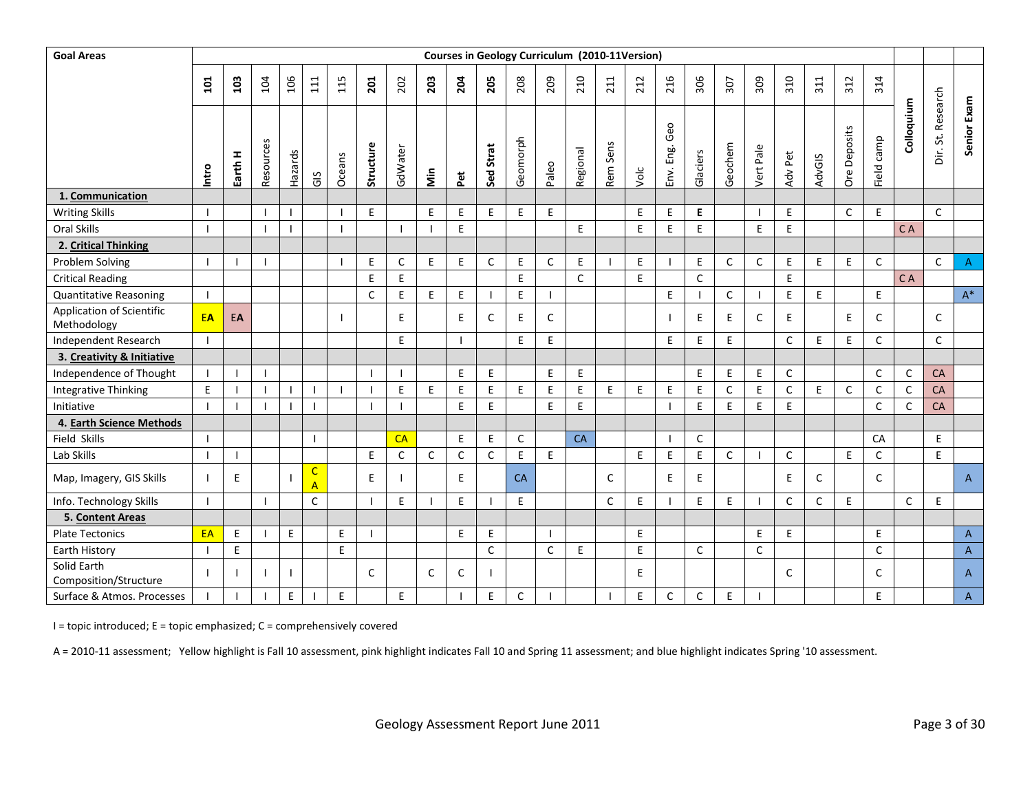| Goal Areas | Courses in Geology Curriculum (2010-11Version) | | | | | | | | | | | | | | | | | | | | | | | | | |
|---|---|---|---|---|---|---|---|---|---|---|---|---|---|---|---|---|---|---|---|---|---|---|---|---|---|---|
| | **101** | **103** | 104 | 106 | 111 | 115 | **201** | 202 | **203** | **204** | **205** | 208 | 209 | 210 | 211 | 212 | 216 | 306 | 307 | 309 | 310 | 311 | 312 | 314 | | | |
| | **Intro** | **Earth H** | Resources | Hazards | GIS | Oceans | **Structure** | GdWater | **Min** | **Pet** | **Sed Strat** | Geomorph | Paleo | Regional | Rem Sens | Volc | Env. Eng. Geo | Glaciers | Geochem | Vert Pale | Adv Pet | AdvGIS | Ore Deposits | Field camp | **Colloquium** | Dir. St. Research | **Senior Exam** |
| **1. Communication** | | | | | | | | | | | | | | | | | | | | | | | | | | | |
| Writing Skills | I | | I | I | | I | E | | E | E | E | E | E | | | E | E | **E** | | I | E | | C | E | | C | |
| Oral Skills | I | | I | I | | I | | I | I | E | | | | E | | E | E | E | | E | E | | | | C A | | |
| **2. Critical Thinking** | | | | | | | | | | | | | | | | | | | | | | | | | | | |
| Problem Solving | I | I | I | | | I | E | C | E | E | C | E | C | E | I | E | I | E | C | C | E | E | E | C | | C | A |
| Critical Reading | | | | | | | E | E | | | | E | | C | | E | | C | | | E | | | | C A | | |
| Quantitative Reasoning | I | | | | | | C | E | E | E | I | E | I | | | | E | I | C | I | E | E | | E | | | A* |
| Application of Scientific Methodology | EA | EA | | | | I | | E | | E | C | E | C | | | | I | E | E | C | E | | E | C | | C | |
| Independent Research | I | | | | | | | E | | I | | E | E | | | | E | E | E | | C | E | E | C | | C | |
| **3. Creativity & Initiative** | | | | | | | | | | | | | | | | | | | | | | | | | | | |
| Independence of Thought | I | I | I | | | | I | I | | E | E | | E | E | | | | E | E | E | C | | | C | C | CA | |
| Integrative Thinking | E | I | I | I | I | I | I | E | E | E | E | E | E | E | E | E | E | E | C | E | C | E | C | C | C | CA | |
| Initiative | I | I | I | I | I | | I | I | | E | E | | E | E | | | I | E | E | E | E | | | C | C | CA | |
| **4. Earth Science Methods** | | | | | | | | | | | | | | | | | | | | | | | | | | | |
| Field Skills | I | | | | I | | | CA | | E | E | C | | CA | | | I | C | | | | | | CA | | E | |
| Lab Skills | I | I | | | | | E | C | C | C | C | E | E | | | E | E | E | C | I | C | | E | C | | E | |
| Map, Imagery, GIS Skills | I | E | | I | C A | | E | I | | E | | CA | | | C | | E | E | | | E | C | | C | | | A |
| Info. Technology Skills | I | | I | | C | | I | E | I | E | I | E | | | C | E | I | E | E | I | C | C | E | | C | E | |
| **5. Content Areas** | | | | | | | | | | | | | | | | | | | | | | | | | | | |
| Plate Tectonics | EA | E | I | E | | E | I | | | E | E | | I | | | E | | | | E | E | | | E | | | A |
| Earth History | I | E | | | | E | | | | | C | | C | E | | E | | C | | C | | | | C | | | A |
| Solid Earth Composition/Structure | I | I | I | I | | | C | | C | C | I | | | | | E | | | | | C | | | C | | | A |
| Surface & Atmos. Processes | I | I | I | E | I | E | | E | | I | E | C | I | | I | E | C | C | E | I | | | | E | | | A |

I = topic introduced; E = topic emphasized; C = comprehensively covered

A = 2010-11 assessment; Yellow highlight is Fall 10 assessment, pink highlight indicates Fall 10 and Spring 11 assessment; and blue highlight indicates Spring '10 assessment.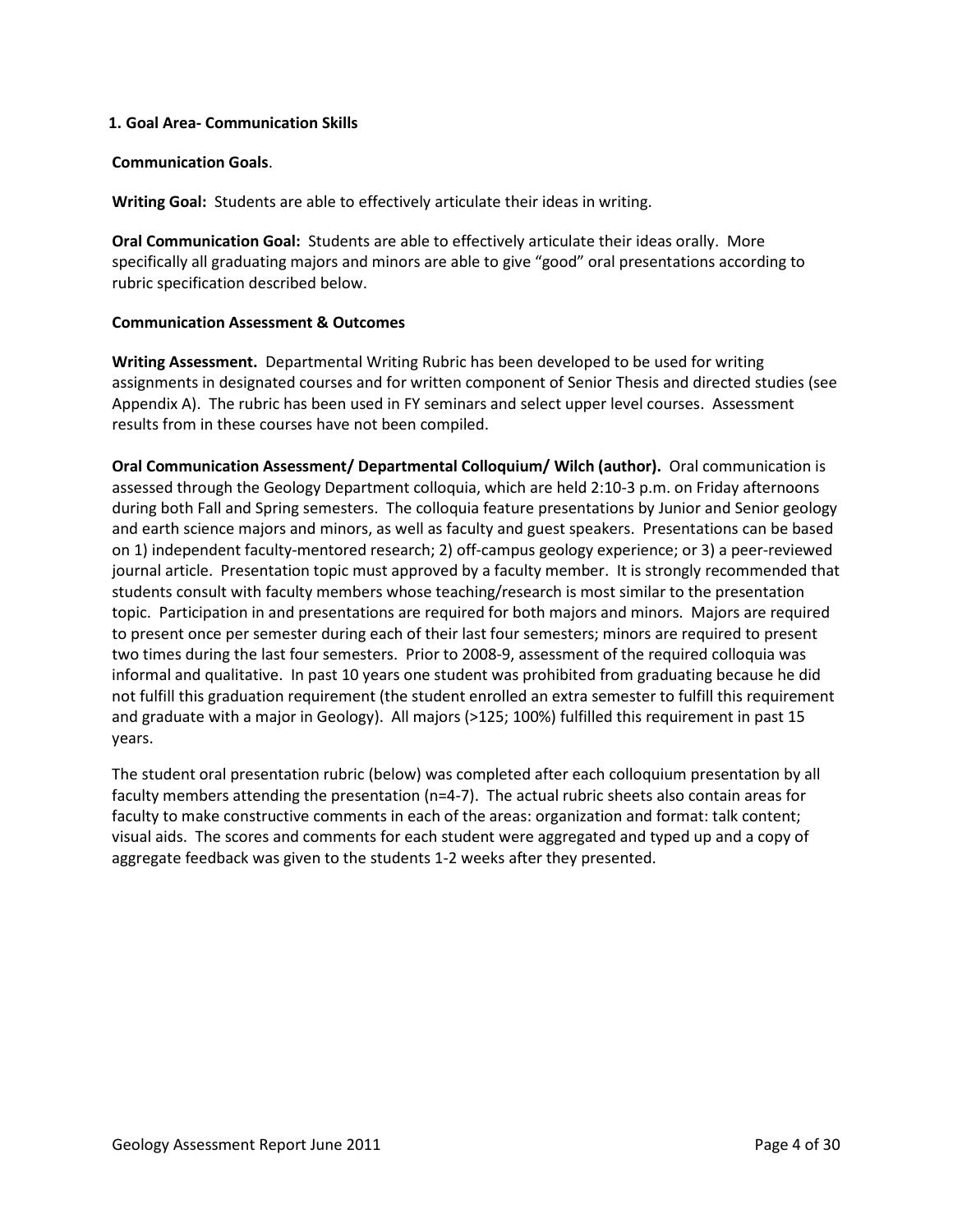**1. Goal Area- Communication Skills**

**Communication Goals**.

**Writing Goal:** Students are able to effectively articulate their ideas in writing.

**Oral Communication Goal:** Students are able to effectively articulate their ideas orally. More specifically all graduating majors and minors are able to give "good" oral presentations according to rubric specification described below.

**Communication Assessment & Outcomes**

**Writing Assessment.** Departmental Writing Rubric has been developed to be used for writing assignments in designated courses and for written component of Senior Thesis and directed studies (see Appendix A). The rubric has been used in FY seminars and select upper level courses. Assessment results from in these courses have not been compiled.

**Oral Communication Assessment/ Departmental Colloquium/ Wilch (author).** Oral communication is assessed through the Geology Department colloquia, which are held 2:10-3 p.m. on Friday afternoons during both Fall and Spring semesters. The colloquia feature presentations by Junior and Senior geology and earth science majors and minors, as well as faculty and guest speakers. Presentations can be based on 1) independent faculty-mentored research; 2) off-campus geology experience; or 3) a peer-reviewed journal article. Presentation topic must approved by a faculty member. It is strongly recommended that students consult with faculty members whose teaching/research is most similar to the presentation topic. Participation in and presentations are required for both majors and minors. Majors are required to present once per semester during each of their last four semesters; minors are required to present two times during the last four semesters. Prior to 2008-9, assessment of the required colloquia was informal and qualitative. In past 10 years one student was prohibited from graduating because he did not fulfill this graduation requirement (the student enrolled an extra semester to fulfill this requirement and graduate with a major in Geology). All majors (>125; 100%) fulfilled this requirement in past 15 years.

The student oral presentation rubric (below) was completed after each colloquium presentation by all faculty members attending the presentation (n=4-7). The actual rubric sheets also contain areas for faculty to make constructive comments in each of the areas: organization and format: talk content; visual aids. The scores and comments for each student were aggregated and typed up and a copy of aggregate feedback was given to the students 1-2 weeks after they presented.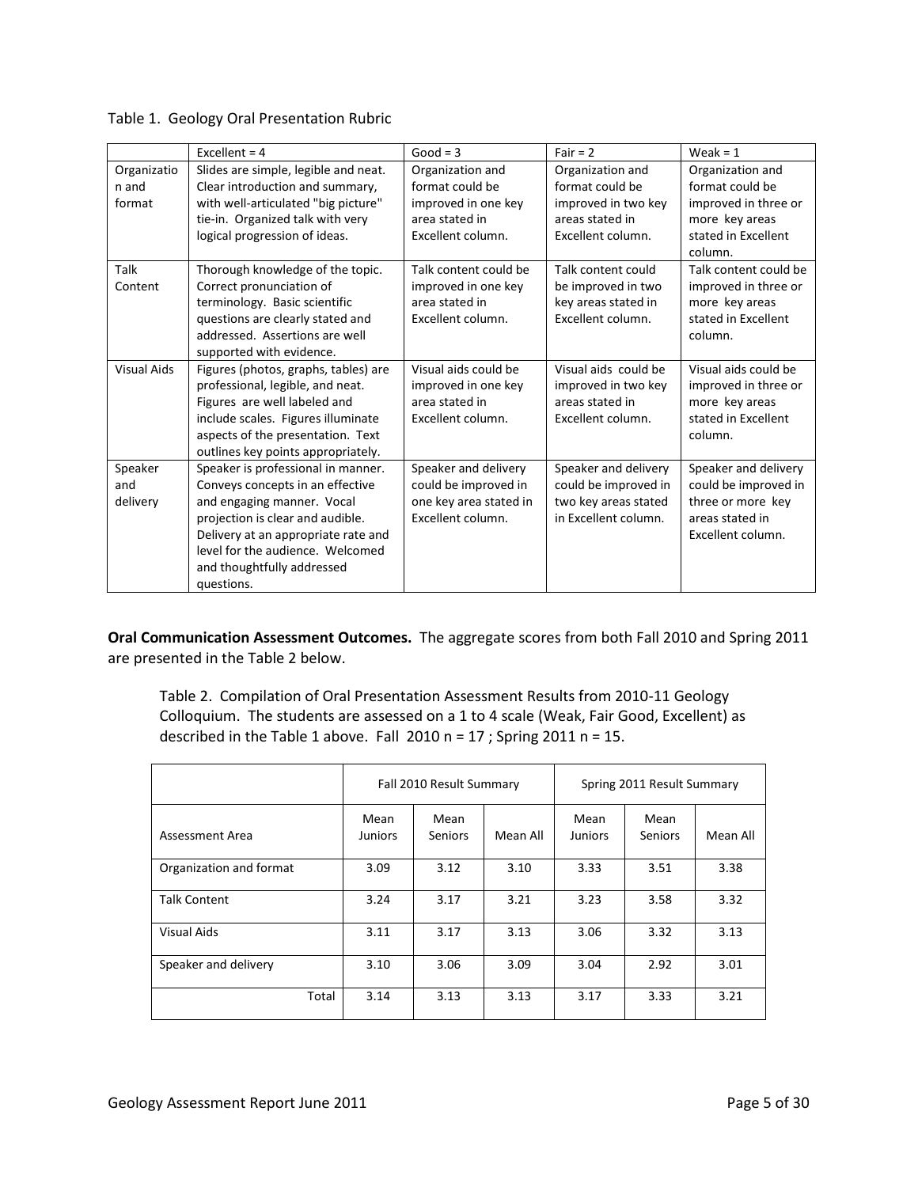Table 1. Geology Oral Presentation Rubric

| | Excellent = 4 | Good = 3 | Fair = 2 | Weak = 1 |
|---|---|---|---|---|
| Organization and format | Slides are simple, legible and neat. Clear introduction and summary, with well-articulated "big picture" tie-in. Organized talk with very logical progression of ideas. | Organization and format could be improved in one key area stated in Excellent column. | Organization and format could be improved in two key areas stated in Excellent column. | Organization and format could be improved in three or more key areas stated in Excellent column. |
| Talk Content | Thorough knowledge of the topic. Correct pronunciation of terminology. Basic scientific questions are clearly stated and addressed. Assertions are well supported with evidence. | Talk content could be improved in one key area stated in Excellent column. | Talk content could be improved in two key areas stated in Excellent column. | Talk content could be improved in three or more key areas stated in Excellent column. |
| Visual Aids | Figures (photos, graphs, tables) are professional, legible, and neat. Figures are well labeled and include scales. Figures illuminate aspects of the presentation. Text outlines key points appropriately. | Visual aids could be improved in one key area stated in Excellent column. | Visual aids could be improved in two key areas stated in Excellent column. | Visual aids could be improved in three or more key areas stated in Excellent column. |
| Speaker and delivery | Speaker is professional in manner. Conveys concepts in an effective and engaging manner. Vocal projection is clear and audible. Delivery at an appropriate rate and level for the audience. Welcomed and thoughtfully addressed questions. | Speaker and delivery could be improved in one key area stated in Excellent column. | Speaker and delivery could be improved in two key areas stated in Excellent column. | Speaker and delivery could be improved in three or more key areas stated in Excellent column. |

**Oral Communication Assessment Outcomes.** The aggregate scores from both Fall 2010 and Spring 2011 are presented in the Table 2 below.

Table 2. Compilation of Oral Presentation Assessment Results from 2010-11 Geology Colloquium. The students are assessed on a 1 to 4 scale (Weak, Fair Good, Excellent) as described in the Table 1 above. Fall 2010 n = 17 ; Spring 2011 n = 15.

| | Fall 2010 Result Summary | | | Spring 2011 Result Summary | | |
|---|---|---|---|---|---|---|
| Assessment Area | Mean Juniors | Mean Seniors | Mean All | Mean Juniors | Mean Seniors | Mean All |
| Organization and format | 3.09 | 3.12 | 3.10 | 3.33 | 3.51 | 3.38 |
| Talk Content | 3.24 | 3.17 | 3.21 | 3.23 | 3.58 | 3.32 |
| Visual Aids | 3.11 | 3.17 | 3.13 | 3.06 | 3.32 | 3.13 |
| Speaker and delivery | 3.10 | 3.06 | 3.09 | 3.04 | 2.92 | 3.01 |
| Total | 3.14 | 3.13 | 3.13 | 3.17 | 3.33 | 3.21 |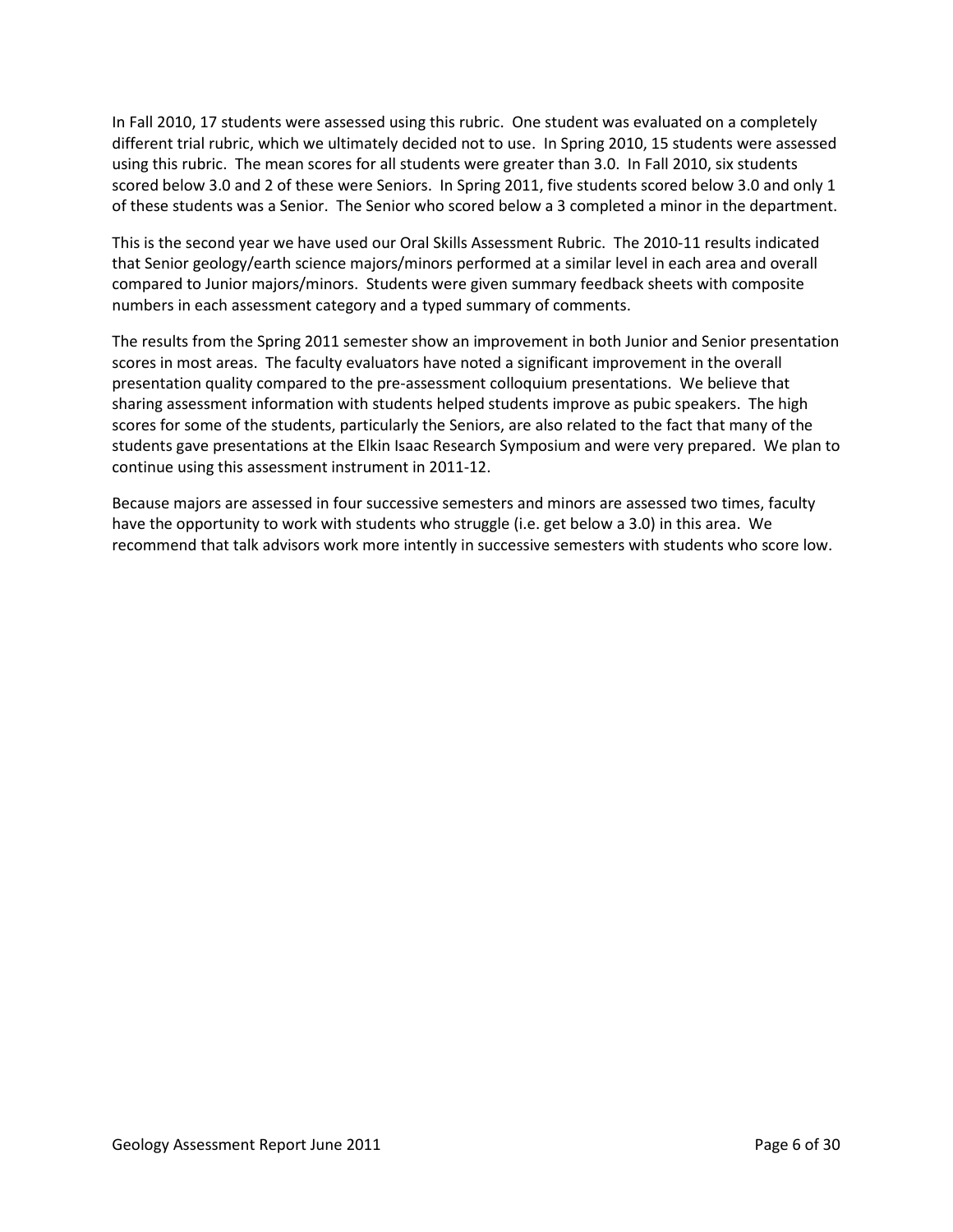In Fall 2010, 17 students were assessed using this rubric. One student was evaluated on a completely different trial rubric, which we ultimately decided not to use. In Spring 2010, 15 students were assessed using this rubric. The mean scores for all students were greater than 3.0. In Fall 2010, six students scored below 3.0 and 2 of these were Seniors. In Spring 2011, five students scored below 3.0 and only 1 of these students was a Senior. The Senior who scored below a 3 completed a minor in the department.

This is the second year we have used our Oral Skills Assessment Rubric. The 2010-11 results indicated that Senior geology/earth science majors/minors performed at a similar level in each area and overall compared to Junior majors/minors. Students were given summary feedback sheets with composite numbers in each assessment category and a typed summary of comments.

The results from the Spring 2011 semester show an improvement in both Junior and Senior presentation scores in most areas. The faculty evaluators have noted a significant improvement in the overall presentation quality compared to the pre-assessment colloquium presentations. We believe that sharing assessment information with students helped students improve as pubic speakers. The high scores for some of the students, particularly the Seniors, are also related to the fact that many of the students gave presentations at the Elkin Isaac Research Symposium and were very prepared. We plan to continue using this assessment instrument in 2011-12.

Because majors are assessed in four successive semesters and minors are assessed two times, faculty have the opportunity to work with students who struggle (i.e. get below a 3.0) in this area. We recommend that talk advisors work more intently in successive semesters with students who score low.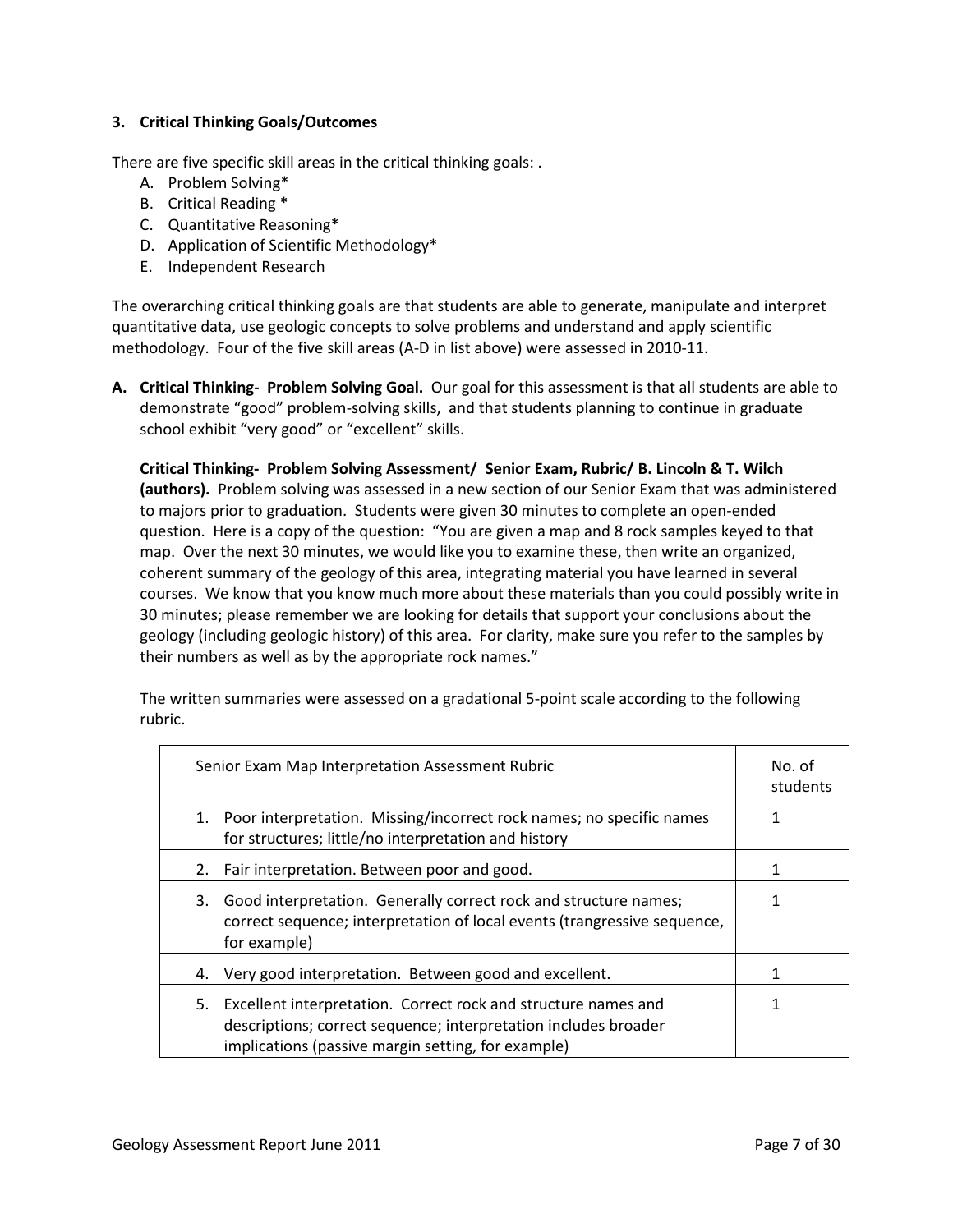### 3. Critical Thinking Goals/Outcomes

There are five specific skill areas in the critical thinking goals: .

A. Problem Solving*
B. Critical Reading *
C. Quantitative Reasoning*
D. Application of Scientific Methodology*
E. Independent Research

The overarching critical thinking goals are that students are able to generate, manipulate and interpret quantitative data, use geologic concepts to solve problems and understand and apply scientific methodology. Four of the five skill areas (A-D in list above) were assessed in 2010-11.

**A. Critical Thinking- Problem Solving Goal.** Our goal for this assessment is that all students are able to demonstrate "good" problem-solving skills, and that students planning to continue in graduate school exhibit "very good" or "excellent" skills.

**Critical Thinking- Problem Solving Assessment/ Senior Exam, Rubric/ B. Lincoln & T. Wilch (authors).** Problem solving was assessed in a new section of our Senior Exam that was administered to majors prior to graduation. Students were given 30 minutes to complete an open-ended question. Here is a copy of the question: "You are given a map and 8 rock samples keyed to that map. Over the next 30 minutes, we would like you to examine these, then write an organized, coherent summary of the geology of this area, integrating material you have learned in several courses. We know that you know much more about these materials than you could possibly write in 30 minutes; please remember we are looking for details that support your conclusions about the geology (including geologic history) of this area. For clarity, make sure you refer to the samples by their numbers as well as by the appropriate rock names."

The written summaries were assessed on a gradational 5-point scale according to the following rubric.

| Senior Exam Map Interpretation Assessment Rubric | No. of students |
|---|---|
| 1. Poor interpretation. Missing/incorrect rock names; no specific names for structures; little/no interpretation and history | 1 |
| 2. Fair interpretation. Between poor and good. | 1 |
| 3. Good interpretation. Generally correct rock and structure names; correct sequence; interpretation of local events (trangressive sequence, for example) | 1 |
| 4. Very good interpretation. Between good and excellent. | 1 |
| 5. Excellent interpretation. Correct rock and structure names and descriptions; correct sequence; interpretation includes broader implications (passive margin setting, for example) | 1 |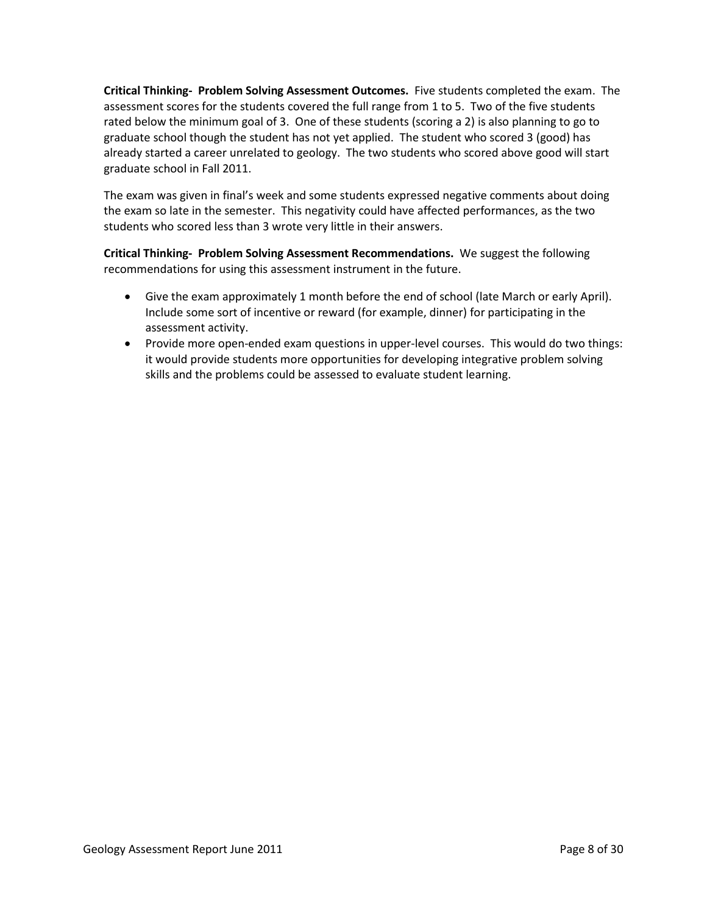**Critical Thinking- Problem Solving Assessment Outcomes.** Five students completed the exam. The assessment scores for the students covered the full range from 1 to 5. Two of the five students rated below the minimum goal of 3. One of these students (scoring a 2) is also planning to go to graduate school though the student has not yet applied. The student who scored 3 (good) has already started a career unrelated to geology. The two students who scored above good will start graduate school in Fall 2011.

The exam was given in final's week and some students expressed negative comments about doing the exam so late in the semester. This negativity could have affected performances, as the two students who scored less than 3 wrote very little in their answers.

**Critical Thinking- Problem Solving Assessment Recommendations.** We suggest the following recommendations for using this assessment instrument in the future.

- Give the exam approximately 1 month before the end of school (late March or early April). Include some sort of incentive or reward (for example, dinner) for participating in the assessment activity.
- Provide more open-ended exam questions in upper-level courses. This would do two things: it would provide students more opportunities for developing integrative problem solving skills and the problems could be assessed to evaluate student learning.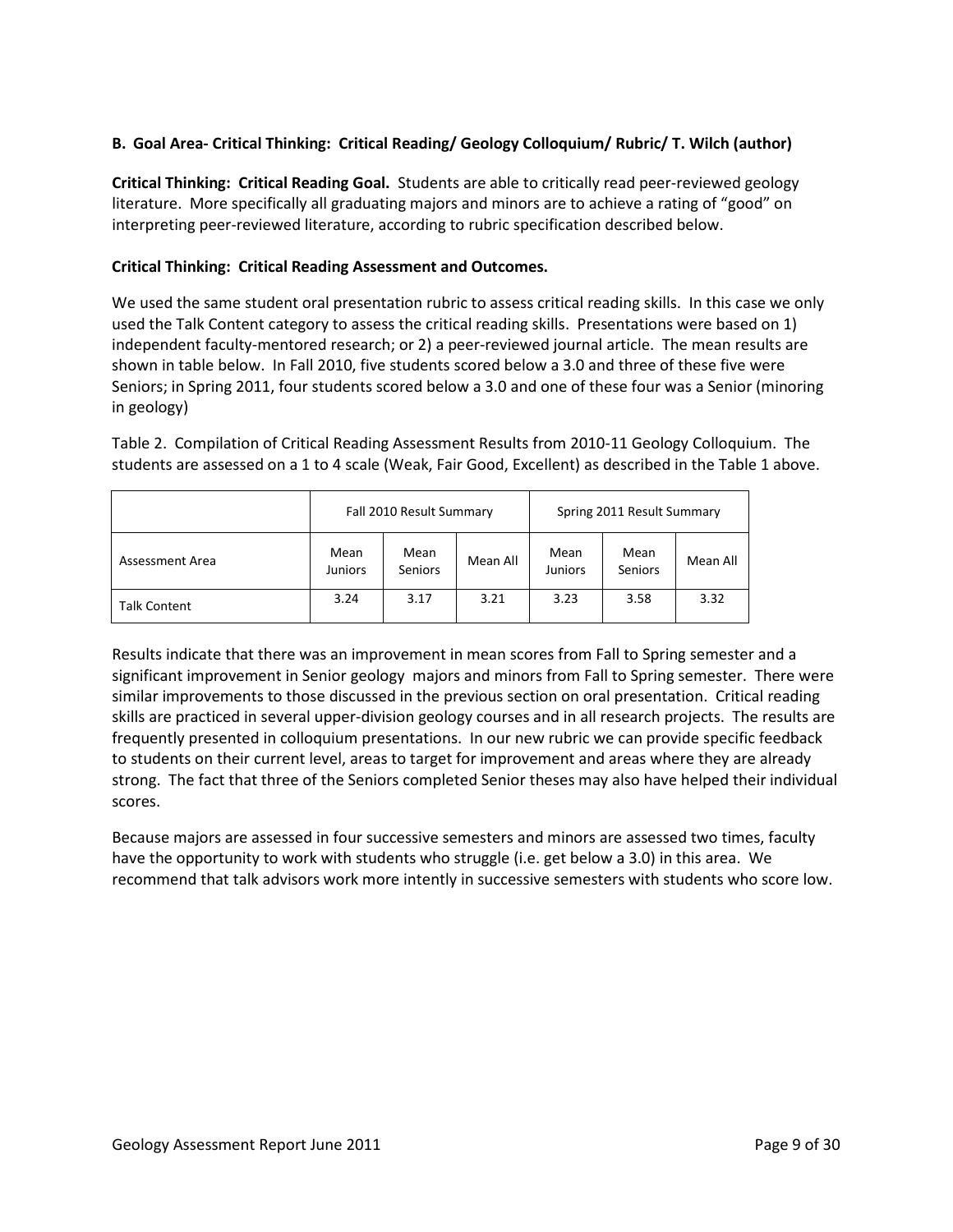### B. Goal Area- Critical Thinking: Critical Reading/ Geology Colloquium/ Rubric/ T. Wilch (author)

**Critical Thinking: Critical Reading Goal.** Students are able to critically read peer-reviewed geology literature. More specifically all graduating majors and minors are to achieve a rating of "good" on interpreting peer-reviewed literature, according to rubric specification described below.

**Critical Thinking: Critical Reading Assessment and Outcomes.**

We used the same student oral presentation rubric to assess critical reading skills. In this case we only used the Talk Content category to assess the critical reading skills. Presentations were based on 1) independent faculty-mentored research; or 2) a peer-reviewed journal article. The mean results are shown in table below. In Fall 2010, five students scored below a 3.0 and three of these five were Seniors; in Spring 2011, four students scored below a 3.0 and one of these four was a Senior (minoring in geology)

Table 2. Compilation of Critical Reading Assessment Results from 2010-11 Geology Colloquium. The students are assessed on a 1 to 4 scale (Weak, Fair Good, Excellent) as described in the Table 1 above.

| | Fall 2010 Result Summary | | | Spring 2011 Result Summary | | |
|---|---|---|---|---|---|---|
| Assessment Area | Mean Juniors | Mean Seniors | Mean All | Mean Juniors | Mean Seniors | Mean All |
| Talk Content | 3.24 | 3.17 | 3.21 | 3.23 | 3.58 | 3.32 |

Results indicate that there was an improvement in mean scores from Fall to Spring semester and a significant improvement in Senior geology majors and minors from Fall to Spring semester. There were similar improvements to those discussed in the previous section on oral presentation. Critical reading skills are practiced in several upper-division geology courses and in all research projects. The results are frequently presented in colloquium presentations. In our new rubric we can provide specific feedback to students on their current level, areas to target for improvement and areas where they are already strong. The fact that three of the Seniors completed Senior theses may also have helped their individual scores.

Because majors are assessed in four successive semesters and minors are assessed two times, faculty have the opportunity to work with students who struggle (i.e. get below a 3.0) in this area. We recommend that talk advisors work more intently in successive semesters with students who score low.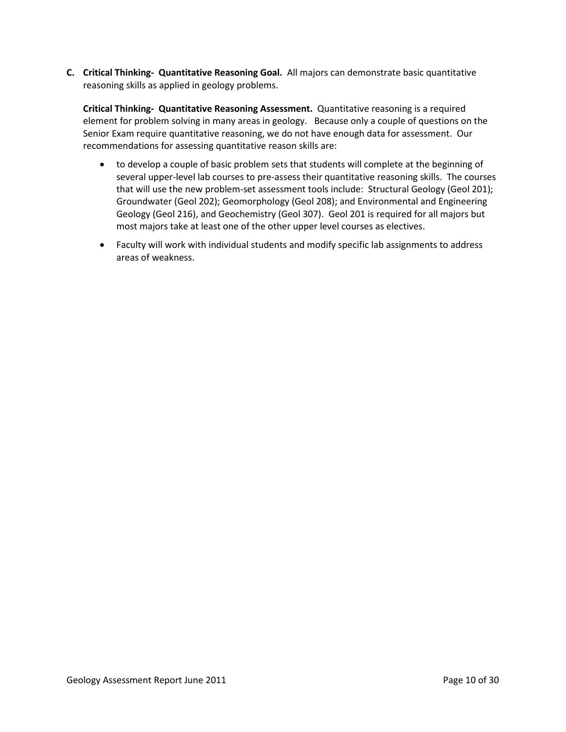**C. Critical Thinking- Quantitative Reasoning Goal.** All majors can demonstrate basic quantitative reasoning skills as applied in geology problems.

**Critical Thinking- Quantitative Reasoning Assessment.** Quantitative reasoning is a required element for problem solving in many areas in geology. Because only a couple of questions on the Senior Exam require quantitative reasoning, we do not have enough data for assessment. Our recommendations for assessing quantitative reason skills are:

- to develop a couple of basic problem sets that students will complete at the beginning of several upper-level lab courses to pre-assess their quantitative reasoning skills. The courses that will use the new problem-set assessment tools include: Structural Geology (Geol 201); Groundwater (Geol 202); Geomorphology (Geol 208); and Environmental and Engineering Geology (Geol 216), and Geochemistry (Geol 307). Geol 201 is required for all majors but most majors take at least one of the other upper level courses as electives.
- Faculty will work with individual students and modify specific lab assignments to address areas of weakness.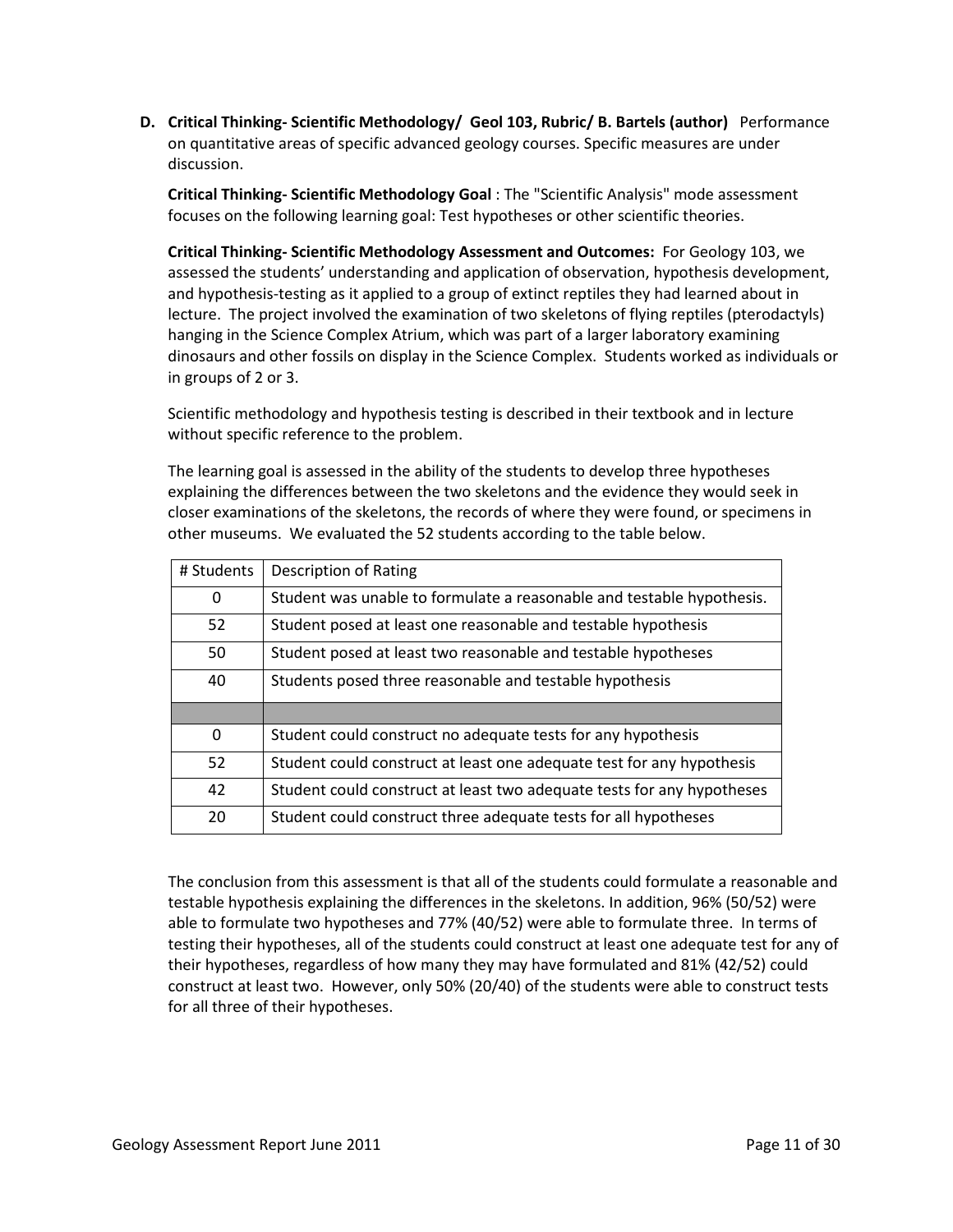**D. Critical Thinking- Scientific Methodology/ Geol 103, Rubric/ B. Bartels (author)** Performance on quantitative areas of specific advanced geology courses. Specific measures are under discussion.

**Critical Thinking- Scientific Methodology Goal** : The "Scientific Analysis" mode assessment focuses on the following learning goal: Test hypotheses or other scientific theories.

**Critical Thinking- Scientific Methodology Assessment and Outcomes:** For Geology 103, we assessed the students' understanding and application of observation, hypothesis development, and hypothesis-testing as it applied to a group of extinct reptiles they had learned about in lecture. The project involved the examination of two skeletons of flying reptiles (pterodactyls) hanging in the Science Complex Atrium, which was part of a larger laboratory examining dinosaurs and other fossils on display in the Science Complex. Students worked as individuals or in groups of 2 or 3.

Scientific methodology and hypothesis testing is described in their textbook and in lecture without specific reference to the problem.

The learning goal is assessed in the ability of the students to develop three hypotheses explaining the differences between the two skeletons and the evidence they would seek in closer examinations of the skeletons, the records of where they were found, or specimens in other museums. We evaluated the 52 students according to the table below.

| # Students | Description of Rating |
|---|---|
| 0 | Student was unable to formulate a reasonable and testable hypothesis. |
| 52 | Student posed at least one reasonable and testable hypothesis |
| 50 | Student posed at least two reasonable and testable hypotheses |
| 40 | Students posed three reasonable and testable hypothesis |
| | |
| 0 | Student could construct no adequate tests for any hypothesis |
| 52 | Student could construct at least one adequate test for any hypothesis |
| 42 | Student could construct at least two adequate tests for any hypotheses |
| 20 | Student could construct three adequate tests for all hypotheses |

The conclusion from this assessment is that all of the students could formulate a reasonable and testable hypothesis explaining the differences in the skeletons. In addition, 96% (50/52) were able to formulate two hypotheses and 77% (40/52) were able to formulate three. In terms of testing their hypotheses, all of the students could construct at least one adequate test for any of their hypotheses, regardless of how many they may have formulated and 81% (42/52) could construct at least two. However, only 50% (20/40) of the students were able to construct tests for all three of their hypotheses.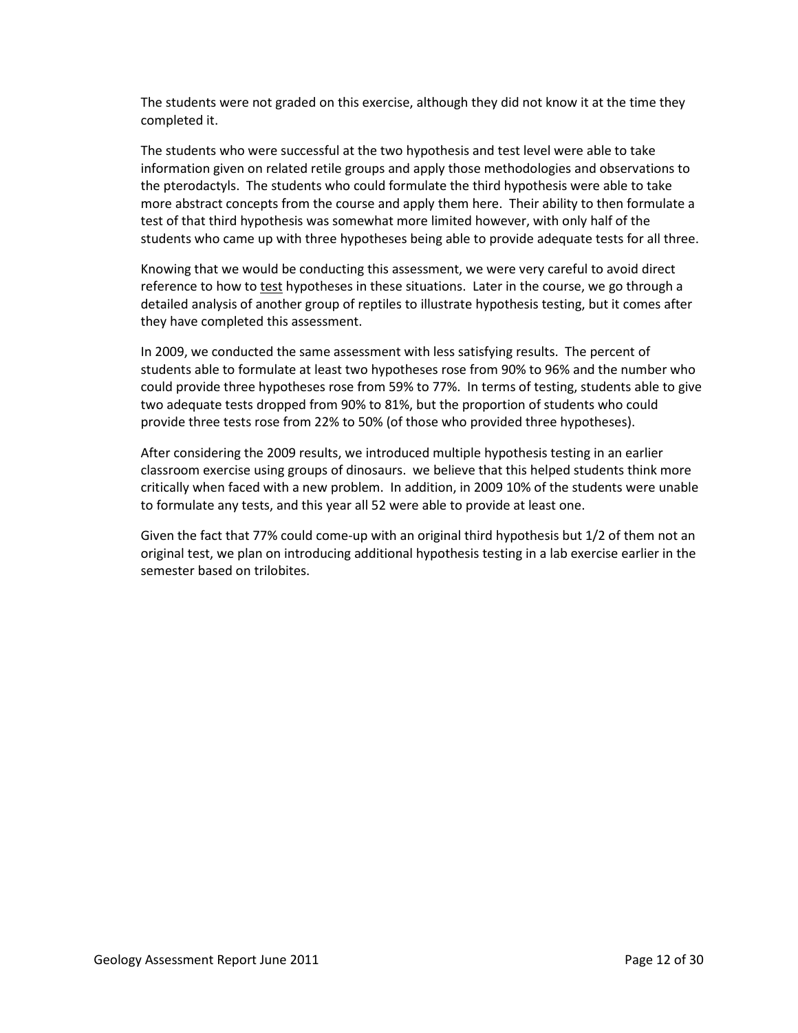The students were not graded on this exercise, although they did not know it at the time they completed it.

The students who were successful at the two hypothesis and test level were able to take information given on related retile groups and apply those methodologies and observations to the pterodactyls. The students who could formulate the third hypothesis were able to take more abstract concepts from the course and apply them here. Their ability to then formulate a test of that third hypothesis was somewhat more limited however, with only half of the students who came up with three hypotheses being able to provide adequate tests for all three.

Knowing that we would be conducting this assessment, we were very careful to avoid direct reference to how to <u>test</u> hypotheses in these situations. Later in the course, we go through a detailed analysis of another group of reptiles to illustrate hypothesis testing, but it comes after they have completed this assessment.

In 2009, we conducted the same assessment with less satisfying results. The percent of students able to formulate at least two hypotheses rose from 90% to 96% and the number who could provide three hypotheses rose from 59% to 77%. In terms of testing, students able to give two adequate tests dropped from 90% to 81%, but the proportion of students who could provide three tests rose from 22% to 50% (of those who provided three hypotheses).

After considering the 2009 results, we introduced multiple hypothesis testing in an earlier classroom exercise using groups of dinosaurs. we believe that this helped students think more critically when faced with a new problem. In addition, in 2009 10% of the students were unable to formulate any tests, and this year all 52 were able to provide at least one.

Given the fact that 77% could come-up with an original third hypothesis but 1/2 of them not an original test, we plan on introducing additional hypothesis testing in a lab exercise earlier in the semester based on trilobites.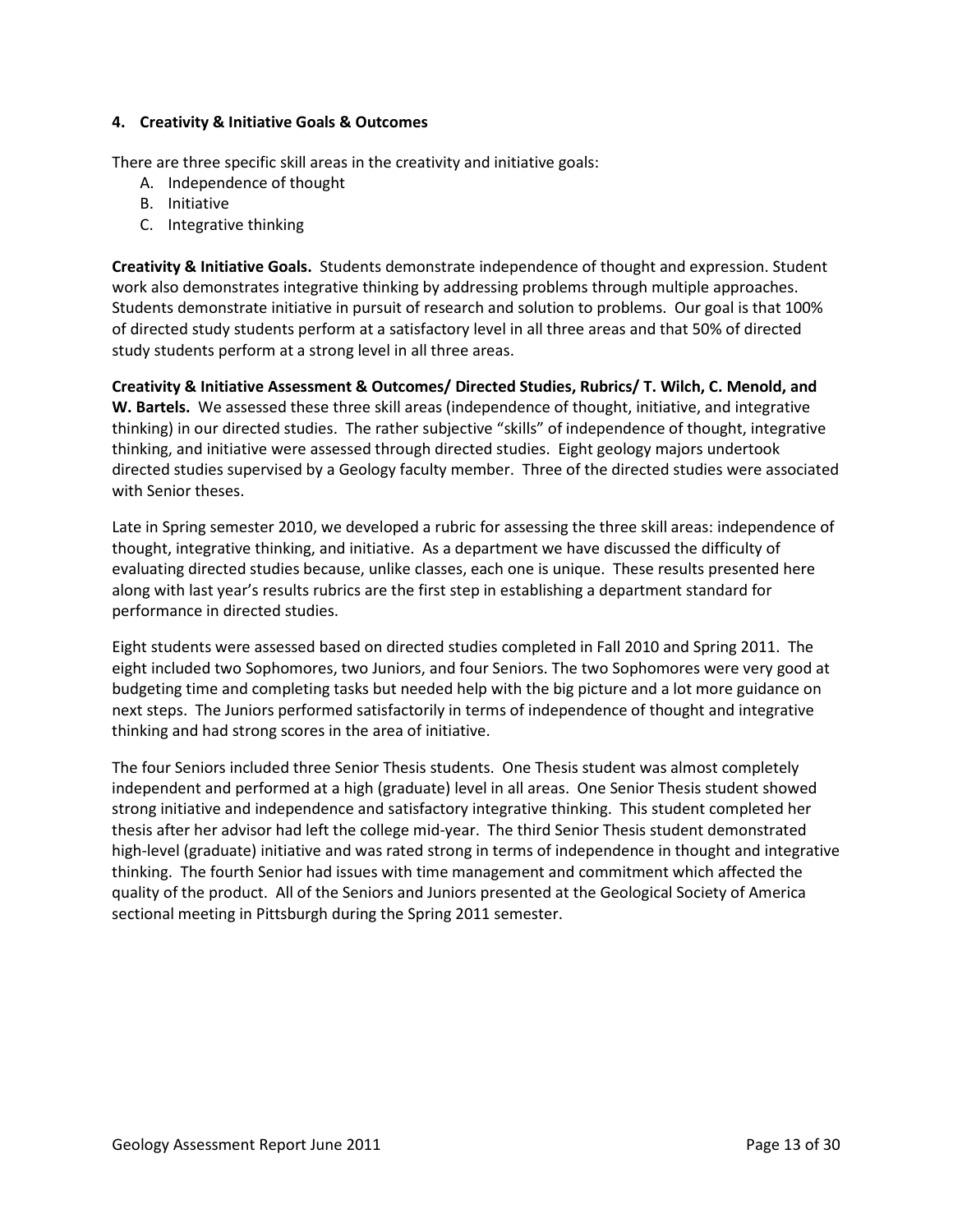#### 4. Creativity & Initiative Goals & Outcomes

There are three specific skill areas in the creativity and initiative goals:

A. Independence of thought
B. Initiative
C. Integrative thinking

**Creativity & Initiative Goals.** Students demonstrate independence of thought and expression. Student work also demonstrates integrative thinking by addressing problems through multiple approaches. Students demonstrate initiative in pursuit of research and solution to problems. Our goal is that 100% of directed study students perform at a satisfactory level in all three areas and that 50% of directed study students perform at a strong level in all three areas.

**Creativity & Initiative Assessment & Outcomes/ Directed Studies, Rubrics/ T. Wilch, C. Menold, and W. Bartels.** We assessed these three skill areas (independence of thought, initiative, and integrative thinking) in our directed studies. The rather subjective "skills" of independence of thought, integrative thinking, and initiative were assessed through directed studies. Eight geology majors undertook directed studies supervised by a Geology faculty member. Three of the directed studies were associated with Senior theses.

Late in Spring semester 2010, we developed a rubric for assessing the three skill areas: independence of thought, integrative thinking, and initiative. As a department we have discussed the difficulty of evaluating directed studies because, unlike classes, each one is unique. These results presented here along with last year's results rubrics are the first step in establishing a department standard for performance in directed studies.

Eight students were assessed based on directed studies completed in Fall 2010 and Spring 2011. The eight included two Sophomores, two Juniors, and four Seniors. The two Sophomores were very good at budgeting time and completing tasks but needed help with the big picture and a lot more guidance on next steps. The Juniors performed satisfactorily in terms of independence of thought and integrative thinking and had strong scores in the area of initiative.

The four Seniors included three Senior Thesis students. One Thesis student was almost completely independent and performed at a high (graduate) level in all areas. One Senior Thesis student showed strong initiative and independence and satisfactory integrative thinking. This student completed her thesis after her advisor had left the college mid-year. The third Senior Thesis student demonstrated high-level (graduate) initiative and was rated strong in terms of independence in thought and integrative thinking. The fourth Senior had issues with time management and commitment which affected the quality of the product. All of the Seniors and Juniors presented at the Geological Society of America sectional meeting in Pittsburgh during the Spring 2011 semester.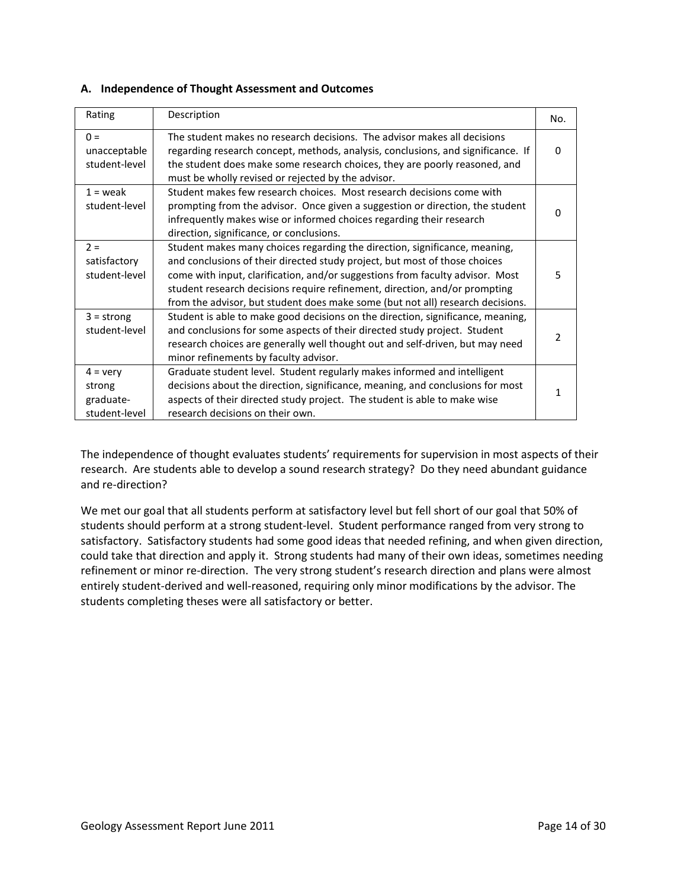### A. Independence of Thought Assessment and Outcomes

| Rating | Description | No. |
|---|---|---|
| 0 = unacceptable student-level | The student makes no research decisions. The advisor makes all decisions regarding research concept, methods, analysis, conclusions, and significance. If the student does make some research choices, they are poorly reasoned, and must be wholly revised or rejected by the advisor. | 0 |
| 1 = weak student-level | Student makes few research choices. Most research decisions come with prompting from the advisor. Once given a suggestion or direction, the student infrequently makes wise or informed choices regarding their research direction, significance, or conclusions. | 0 |
| 2 = satisfactory student-level | Student makes many choices regarding the direction, significance, meaning, and conclusions of their directed study project, but most of those choices come with input, clarification, and/or suggestions from faculty advisor. Most student research decisions require refinement, direction, and/or prompting from the advisor, but student does make some (but not all) research decisions. | 5 |
| 3 = strong student-level | Student is able to make good decisions on the direction, significance, meaning, and conclusions for some aspects of their directed study project. Student research choices are generally well thought out and self-driven, but may need minor refinements by faculty advisor. | 2 |
| 4 = very strong graduate-student-level | Graduate student level. Student regularly makes informed and intelligent decisions about the direction, significance, meaning, and conclusions for most aspects of their directed study project. The student is able to make wise research decisions on their own. | 1 |

The independence of thought evaluates students' requirements for supervision in most aspects of their research. Are students able to develop a sound research strategy? Do they need abundant guidance and re-direction?

We met our goal that all students perform at satisfactory level but fell short of our goal that 50% of students should perform at a strong student-level. Student performance ranged from very strong to satisfactory. Satisfactory students had some good ideas that needed refining, and when given direction, could take that direction and apply it. Strong students had many of their own ideas, sometimes needing refinement or minor re-direction. The very strong student's research direction and plans were almost entirely student-derived and well-reasoned, requiring only minor modifications by the advisor. The students completing theses were all satisfactory or better.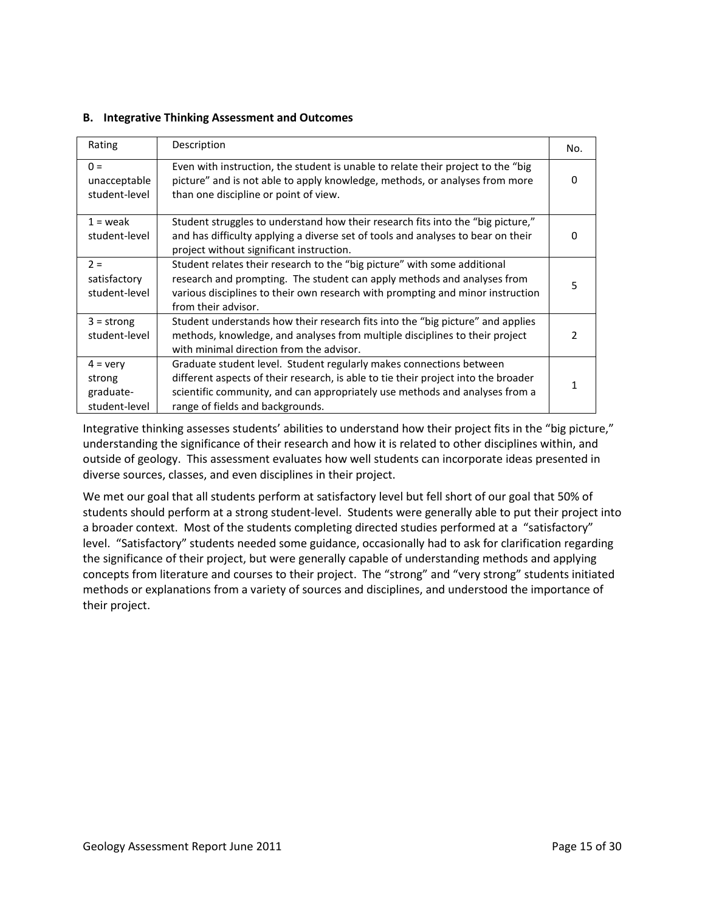### B. Integrative Thinking Assessment and Outcomes

| Rating | Description | No. |
|---|---|---|
| 0 = unacceptable student-level | Even with instruction, the student is unable to relate their project to the "big picture" and is not able to apply knowledge, methods, or analyses from more than one discipline or point of view. | 0 |
| 1 = weak student-level | Student struggles to understand how their research fits into the "big picture," and has difficulty applying a diverse set of tools and analyses to bear on their project without significant instruction. | 0 |
| 2 = satisfactory student-level | Student relates their research to the "big picture" with some additional research and prompting. The student can apply methods and analyses from various disciplines to their own research with prompting and minor instruction from their advisor. | 5 |
| 3 = strong student-level | Student understands how their research fits into the "big picture" and applies methods, knowledge, and analyses from multiple disciplines to their project with minimal direction from the advisor. | 2 |
| 4 = very strong graduate-student-level | Graduate student level. Student regularly makes connections between different aspects of their research, is able to tie their project into the broader scientific community, and can appropriately use methods and analyses from a range of fields and backgrounds. | 1 |

Integrative thinking assesses students' abilities to understand how their project fits in the "big picture," understanding the significance of their research and how it is related to other disciplines within, and outside of geology. This assessment evaluates how well students can incorporate ideas presented in diverse sources, classes, and even disciplines in their project.

We met our goal that all students perform at satisfactory level but fell short of our goal that 50% of students should perform at a strong student-level. Students were generally able to put their project into a broader context. Most of the students completing directed studies performed at a "satisfactory" level. "Satisfactory" students needed some guidance, occasionally had to ask for clarification regarding the significance of their project, but were generally capable of understanding methods and applying concepts from literature and courses to their project. The "strong" and "very strong" students initiated methods or explanations from a variety of sources and disciplines, and understood the importance of their project.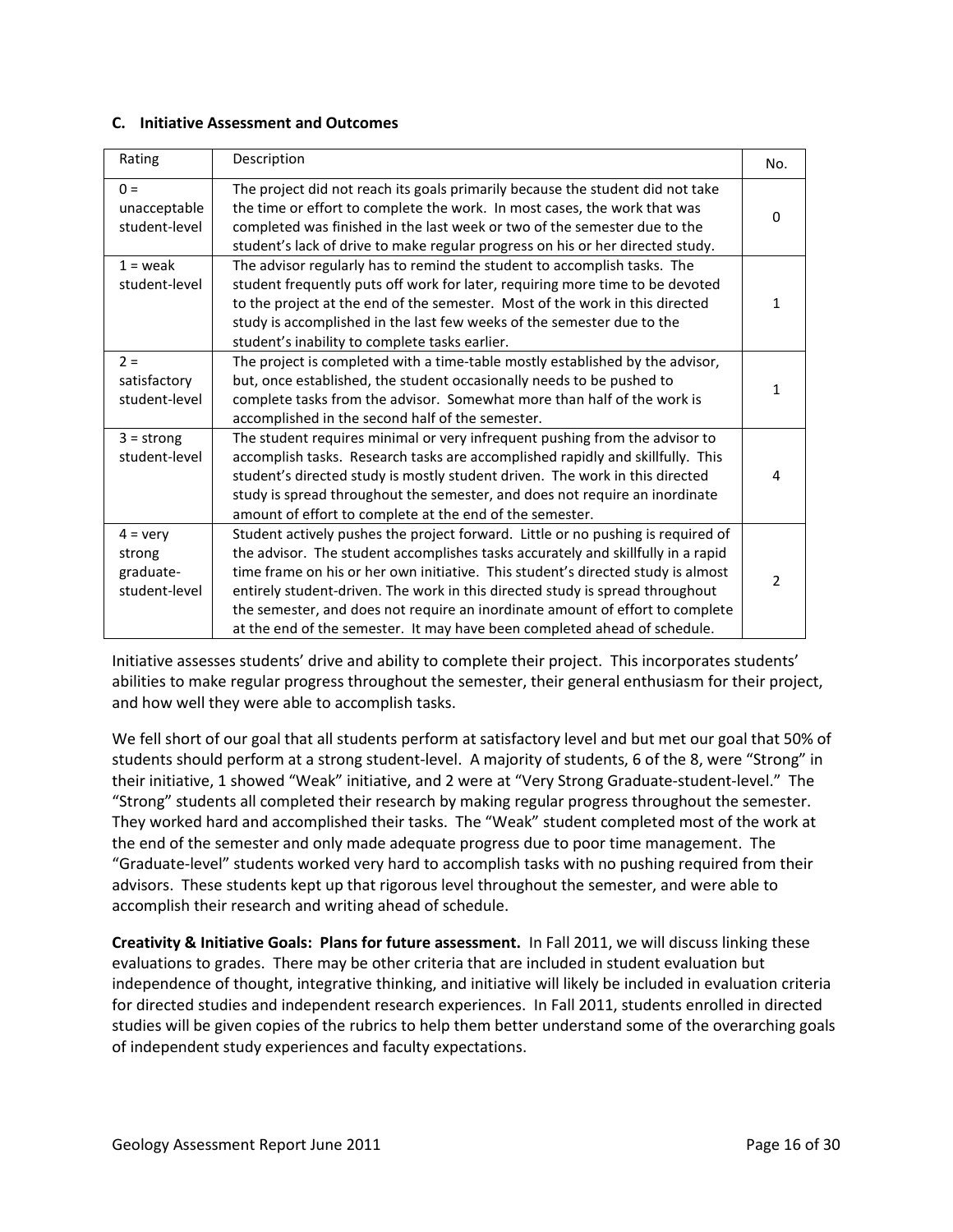### C. Initiative Assessment and Outcomes

| Rating | Description | No. |
|---|---|---|
| 0 = unacceptable student-level | The project did not reach its goals primarily because the student did not take the time or effort to complete the work. In most cases, the work that was completed was finished in the last week or two of the semester due to the student's lack of drive to make regular progress on his or her directed study. | 0 |
| 1 = weak student-level | The advisor regularly has to remind the student to accomplish tasks. The student frequently puts off work for later, requiring more time to be devoted to the project at the end of the semester. Most of the work in this directed study is accomplished in the last few weeks of the semester due to the student's inability to complete tasks earlier. | 1 |
| 2 = satisfactory student-level | The project is completed with a time-table mostly established by the advisor, but, once established, the student occasionally needs to be pushed to complete tasks from the advisor. Somewhat more than half of the work is accomplished in the second half of the semester. | 1 |
| 3 = strong student-level | The student requires minimal or very infrequent pushing from the advisor to accomplish tasks. Research tasks are accomplished rapidly and skillfully. This student's directed study is mostly student driven. The work in this directed study is spread throughout the semester, and does not require an inordinate amount of effort to complete at the end of the semester. | 4 |
| 4 = very strong graduate-student-level | Student actively pushes the project forward. Little or no pushing is required of the advisor. The student accomplishes tasks accurately and skillfully in a rapid time frame on his or her own initiative. This student's directed study is almost entirely student-driven. The work in this directed study is spread throughout the semester, and does not require an inordinate amount of effort to complete at the end of the semester. It may have been completed ahead of schedule. | 2 |

Initiative assesses students' drive and ability to complete their project. This incorporates students' abilities to make regular progress throughout the semester, their general enthusiasm for their project, and how well they were able to accomplish tasks.

We fell short of our goal that all students perform at satisfactory level and but met our goal that 50% of students should perform at a strong student-level. A majority of students, 6 of the 8, were "Strong" in their initiative, 1 showed "Weak" initiative, and 2 were at "Very Strong Graduate-student-level." The "Strong" students all completed their research by making regular progress throughout the semester. They worked hard and accomplished their tasks. The "Weak" student completed most of the work at the end of the semester and only made adequate progress due to poor time management. The "Graduate-level" students worked very hard to accomplish tasks with no pushing required from their advisors. These students kept up that rigorous level throughout the semester, and were able to accomplish their research and writing ahead of schedule.

**Creativity & Initiative Goals: Plans for future assessment.** In Fall 2011, we will discuss linking these evaluations to grades. There may be other criteria that are included in student evaluation but independence of thought, integrative thinking, and initiative will likely be included in evaluation criteria for directed studies and independent research experiences. In Fall 2011, students enrolled in directed studies will be given copies of the rubrics to help them better understand some of the overarching goals of independent study experiences and faculty expectations.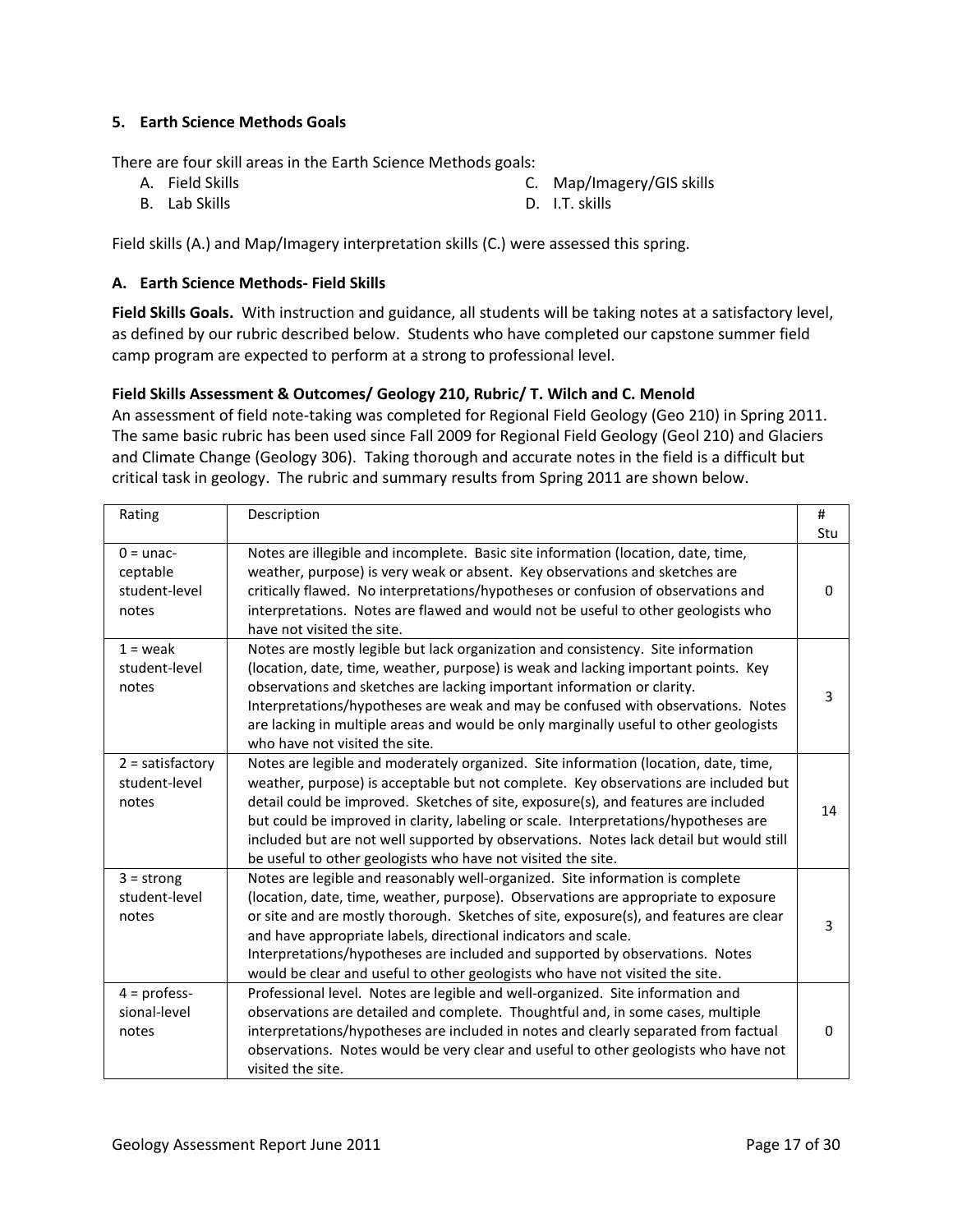### 5. Earth Science Methods Goals

There are four skill areas in the Earth Science Methods goals:

A. Field Skills
B. Lab Skills
C. Map/Imagery/GIS skills
D. I.T. skills

Field skills (A.) and Map/Imagery interpretation skills (C.) were assessed this spring.

#### A. Earth Science Methods- Field Skills

**Field Skills Goals.** With instruction and guidance, all students will be taking notes at a satisfactory level, as defined by our rubric described below. Students who have completed our capstone summer field camp program are expected to perform at a strong to professional level.

**Field Skills Assessment & Outcomes/ Geology 210, Rubric/ T. Wilch and C. Menold**

An assessment of field note-taking was completed for Regional Field Geology (Geo 210) in Spring 2011. The same basic rubric has been used since Fall 2009 for Regional Field Geology (Geol 210) and Glaciers and Climate Change (Geology 306). Taking thorough and accurate notes in the field is a difficult but critical task in geology. The rubric and summary results from Spring 2011 are shown below.

| Rating | Description | # Stu |
|---|---|---|
| 0 = unac-ceptable student-level notes | Notes are illegible and incomplete. Basic site information (location, date, time, weather, purpose) is very weak or absent. Key observations and sketches are critically flawed. No interpretations/hypotheses or confusion of observations and interpretations. Notes are flawed and would not be useful to other geologists who have not visited the site. | 0 |
| 1 = weak student-level notes | Notes are mostly legible but lack organization and consistency. Site information (location, date, time, weather, purpose) is weak and lacking important points. Key observations and sketches are lacking important information or clarity. Interpretations/hypotheses are weak and may be confused with observations. Notes are lacking in multiple areas and would be only marginally useful to other geologists who have not visited the site. | 3 |
| 2 = satisfactory student-level notes | Notes are legible and moderately organized. Site information (location, date, time, weather, purpose) is acceptable but not complete. Key observations are included but detail could be improved. Sketches of site, exposure(s), and features are included but could be improved in clarity, labeling or scale. Interpretations/hypotheses are included but are not well supported by observations. Notes lack detail but would still be useful to other geologists who have not visited the site. | 14 |
| 3 = strong student-level notes | Notes are legible and reasonably well-organized. Site information is complete (location, date, time, weather, purpose). Observations are appropriate to exposure or site and are mostly thorough. Sketches of site, exposure(s), and features are clear and have appropriate labels, directional indicators and scale. Interpretations/hypotheses are included and supported by observations. Notes would be clear and useful to other geologists who have not visited the site. | 3 |
| 4 = profess-sional-level notes | Professional level. Notes are legible and well-organized. Site information and observations are detailed and complete. Thoughtful and, in some cases, multiple interpretations/hypotheses are included in notes and clearly separated from factual observations. Notes would be very clear and useful to other geologists who have not visited the site. | 0 |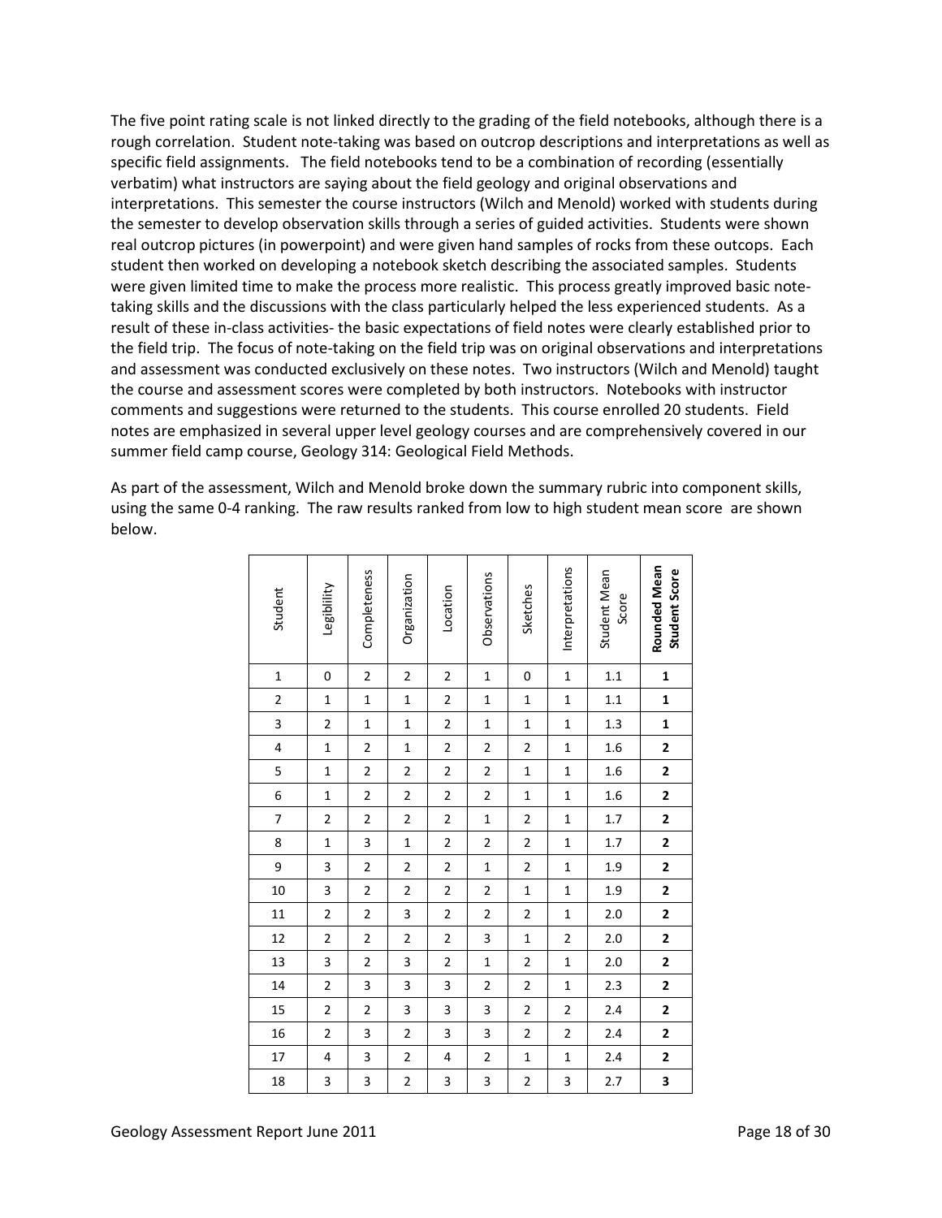The five point rating scale is not linked directly to the grading of the field notebooks, although there is a rough correlation. Student note-taking was based on outcrop descriptions and interpretations as well as specific field assignments. The field notebooks tend to be a combination of recording (essentially verbatim) what instructors are saying about the field geology and original observations and interpretations. This semester the course instructors (Wilch and Menold) worked with students during the semester to develop observation skills through a series of guided activities. Students were shown real outcrop pictures (in powerpoint) and were given hand samples of rocks from these outcops. Each student then worked on developing a notebook sketch describing the associated samples. Students were given limited time to make the process more realistic. This process greatly improved basic note-taking skills and the discussions with the class particularly helped the less experienced students. As a result of these in-class activities- the basic expectations of field notes were clearly established prior to the field trip. The focus of note-taking on the field trip was on original observations and interpretations and assessment was conducted exclusively on these notes. Two instructors (Wilch and Menold) taught the course and assessment scores were completed by both instructors. Notebooks with instructor comments and suggestions were returned to the students. This course enrolled 20 students. Field notes are emphasized in several upper level geology courses and are comprehensively covered in our summer field camp course, Geology 314: Geological Field Methods.

As part of the assessment, Wilch and Menold broke down the summary rubric into component skills, using the same 0-4 ranking. The raw results ranked from low to high student mean score are shown below.

| Student | Legiblility | Completeness | Organization | Location | Observations | Sketches | Interpretations | Student Mean Score | **Rounded Mean Student Score** |
|---|---|---|---|---|---|---|---|---|---|
| 1 | 0 | 2 | 2 | 2 | 1 | 0 | 1 | 1.1 | **1** |
| 2 | 1 | 1 | 1 | 2 | 1 | 1 | 1 | 1.1 | **1** |
| 3 | 2 | 1 | 1 | 2 | 1 | 1 | 1 | 1.3 | **1** |
| 4 | 1 | 2 | 1 | 2 | 2 | 2 | 1 | 1.6 | **2** |
| 5 | 1 | 2 | 2 | 2 | 2 | 1 | 1 | 1.6 | **2** |
| 6 | 1 | 2 | 2 | 2 | 2 | 1 | 1 | 1.6 | **2** |
| 7 | 2 | 2 | 2 | 2 | 1 | 2 | 1 | 1.7 | **2** |
| 8 | 1 | 3 | 1 | 2 | 2 | 2 | 1 | 1.7 | **2** |
| 9 | 3 | 2 | 2 | 2 | 1 | 2 | 1 | 1.9 | **2** |
| 10 | 3 | 2 | 2 | 2 | 2 | 1 | 1 | 1.9 | **2** |
| 11 | 2 | 2 | 3 | 2 | 2 | 2 | 1 | 2.0 | **2** |
| 12 | 2 | 2 | 2 | 2 | 3 | 1 | 2 | 2.0 | **2** |
| 13 | 3 | 2 | 3 | 2 | 1 | 2 | 1 | 2.0 | **2** |
| 14 | 2 | 3 | 3 | 3 | 2 | 2 | 1 | 2.3 | **2** |
| 15 | 2 | 2 | 3 | 3 | 3 | 2 | 2 | 2.4 | **2** |
| 16 | 2 | 3 | 2 | 3 | 3 | 2 | 2 | 2.4 | **2** |
| 17 | 4 | 3 | 2 | 4 | 2 | 1 | 1 | 2.4 | **2** |
| 18 | 3 | 3 | 2 | 3 | 3 | 2 | 3 | 2.7 | **3** |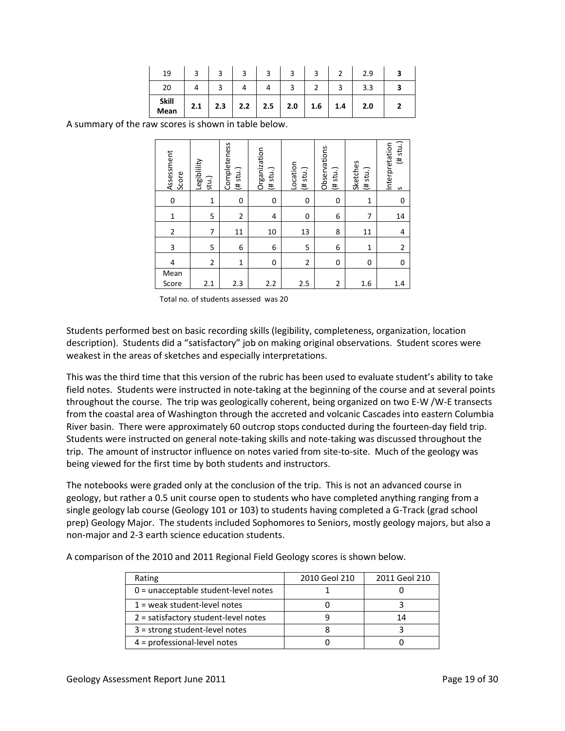| 19 | 3 | 3 | 3 | 3 | 3 | 3 | 2 | 2.9 | **3** |
|---|---|---|---|---|---|---|---|---|---|
| 20 | 4 | 3 | 4 | 4 | 3 | 2 | 3 | 3.3 | **3** |
| **Skill Mean** | **2.1** | **2.3** | **2.2** | **2.5** | **2.0** | **1.6** | **1.4** | **2.0** | **2** |

A summary of the raw scores is shown in table below.

| Assessment Score | Legiblility stu.) | Completeness (# stu.) | Organization (# stu.) | Location (# stu.) | Observations (# stu.) | Sketches (# stu.) | Interpretation (# stu.) s |
|---|---|---|---|---|---|---|---|
| 0 | 1 | 0 | 0 | 0 | 0 | 1 | 0 |
| 1 | 5 | 2 | 4 | 0 | 6 | 7 | 14 |
| 2 | 7 | 11 | 10 | 13 | 8 | 11 | 4 |
| 3 | 5 | 6 | 6 | 5 | 6 | 1 | 2 |
| 4 | 2 | 1 | 0 | 2 | 0 | 0 | 0 |
| Mean Score | 2.1 | 2.3 | 2.2 | 2.5 | 2 | 1.6 | 1.4 |

Total no. of students assessed was 20

Students performed best on basic recording skills (legibility, completeness, organization, location description). Students did a "satisfactory" job on making original observations. Student scores were weakest in the areas of sketches and especially interpretations.

This was the third time that this version of the rubric has been used to evaluate student's ability to take field notes. Students were instructed in note-taking at the beginning of the course and at several points throughout the course. The trip was geologically coherent, being organized on two E-W /W-E transects from the coastal area of Washington through the accreted and volcanic Cascades into eastern Columbia River basin. There were approximately 60 outcrop stops conducted during the fourteen-day field trip. Students were instructed on general note-taking skills and note-taking was discussed throughout the trip. The amount of instructor influence on notes varied from site-to-site. Much of the geology was being viewed for the first time by both students and instructors.

The notebooks were graded only at the conclusion of the trip. This is not an advanced course in geology, but rather a 0.5 unit course open to students who have completed anything ranging from a single geology lab course (Geology 101 or 103) to students having completed a G-Track (grad school prep) Geology Major. The students included Sophomores to Seniors, mostly geology majors, but also a non-major and 2-3 earth science education students.

A comparison of the 2010 and 2011 Regional Field Geology scores is shown below.

| Rating | 2010 Geol 210 | 2011 Geol 210 |
|---|---|---|
| 0 = unacceptable student-level notes | 1 | 0 |
| 1 = weak student-level notes | 0 | 3 |
| 2 = satisfactory student-level notes | 9 | 14 |
| 3 = strong student-level notes | 8 | 3 |
| 4 = professional-level notes | 0 | 0 |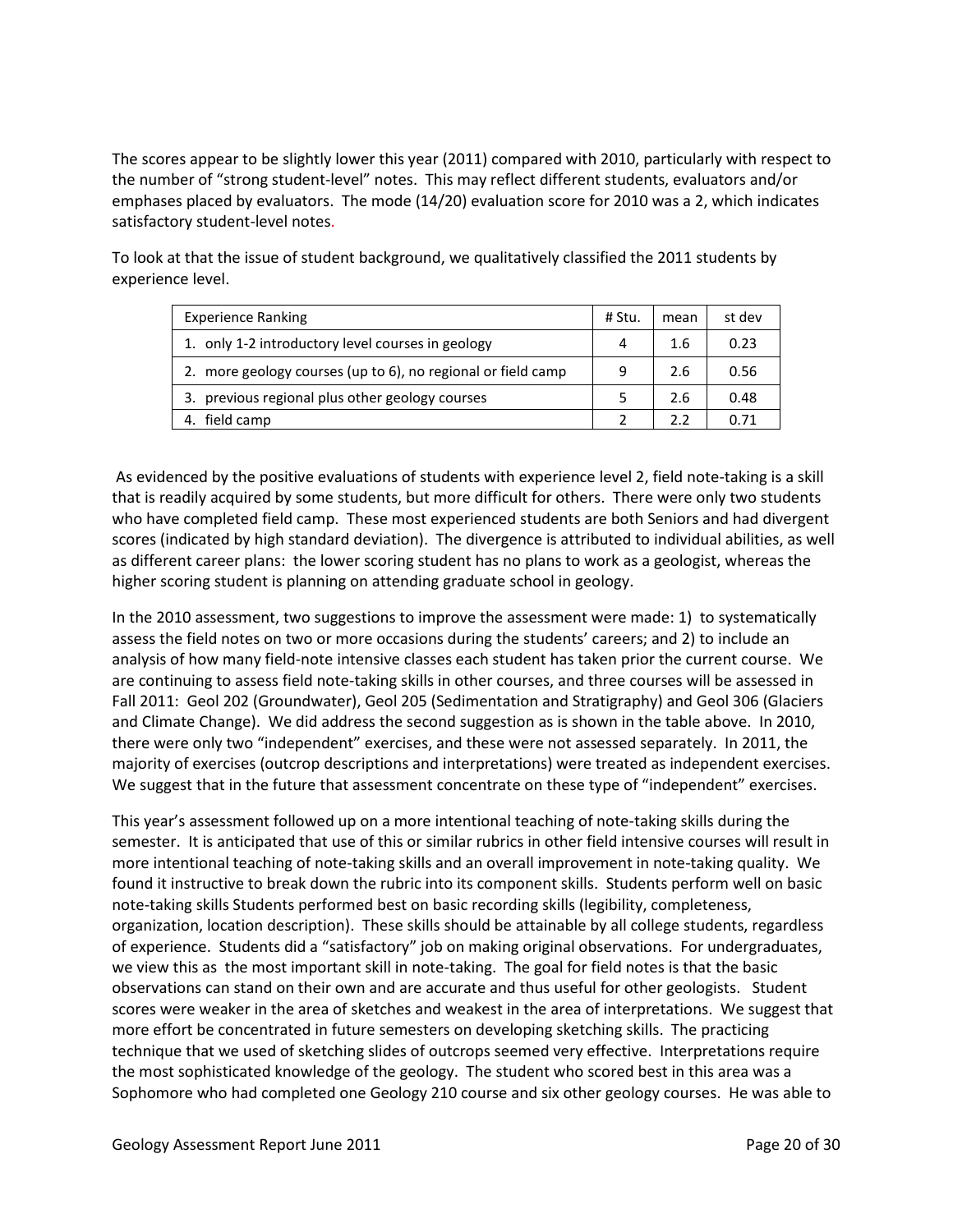The scores appear to be slightly lower this year (2011) compared with 2010, particularly with respect to the number of "strong student-level" notes. This may reflect different students, evaluators and/or emphases placed by evaluators. The mode (14/20) evaluation score for 2010 was a 2, which indicates satisfactory student-level notes.

To look at that the issue of student background, we qualitatively classified the 2011 students by experience level.

| Experience Ranking | # Stu. | mean | st dev |
|---|---|---|---|
| 1. only 1-2 introductory level courses in geology | 4 | 1.6 | 0.23 |
| 2. more geology courses (up to 6), no regional or field camp | 9 | 2.6 | 0.56 |
| 3. previous regional plus other geology courses | 5 | 2.6 | 0.48 |
| 4. field camp | 2 | 2.2 | 0.71 |

As evidenced by the positive evaluations of students with experience level 2, field note-taking is a skill that is readily acquired by some students, but more difficult for others. There were only two students who have completed field camp. These most experienced students are both Seniors and had divergent scores (indicated by high standard deviation). The divergence is attributed to individual abilities, as well as different career plans: the lower scoring student has no plans to work as a geologist, whereas the higher scoring student is planning on attending graduate school in geology.

In the 2010 assessment, two suggestions to improve the assessment were made: 1) to systematically assess the field notes on two or more occasions during the students' careers; and 2) to include an analysis of how many field-note intensive classes each student has taken prior the current course. We are continuing to assess field note-taking skills in other courses, and three courses will be assessed in Fall 2011: Geol 202 (Groundwater), Geol 205 (Sedimentation and Stratigraphy) and Geol 306 (Glaciers and Climate Change). We did address the second suggestion as is shown in the table above. In 2010, there were only two "independent" exercises, and these were not assessed separately. In 2011, the majority of exercises (outcrop descriptions and interpretations) were treated as independent exercises. We suggest that in the future that assessment concentrate on these type of "independent" exercises.

This year's assessment followed up on a more intentional teaching of note-taking skills during the semester. It is anticipated that use of this or similar rubrics in other field intensive courses will result in more intentional teaching of note-taking skills and an overall improvement in note-taking quality. We found it instructive to break down the rubric into its component skills. Students perform well on basic note-taking skills Students performed best on basic recording skills (legibility, completeness, organization, location description). These skills should be attainable by all college students, regardless of experience. Students did a "satisfactory" job on making original observations. For undergraduates, we view this as the most important skill in note-taking. The goal for field notes is that the basic observations can stand on their own and are accurate and thus useful for other geologists. Student scores were weaker in the area of sketches and weakest in the area of interpretations. We suggest that more effort be concentrated in future semesters on developing sketching skills. The practicing technique that we used of sketching slides of outcrops seemed very effective. Interpretations require the most sophisticated knowledge of the geology. The student who scored best in this area was a Sophomore who had completed one Geology 210 course and six other geology courses. He was able to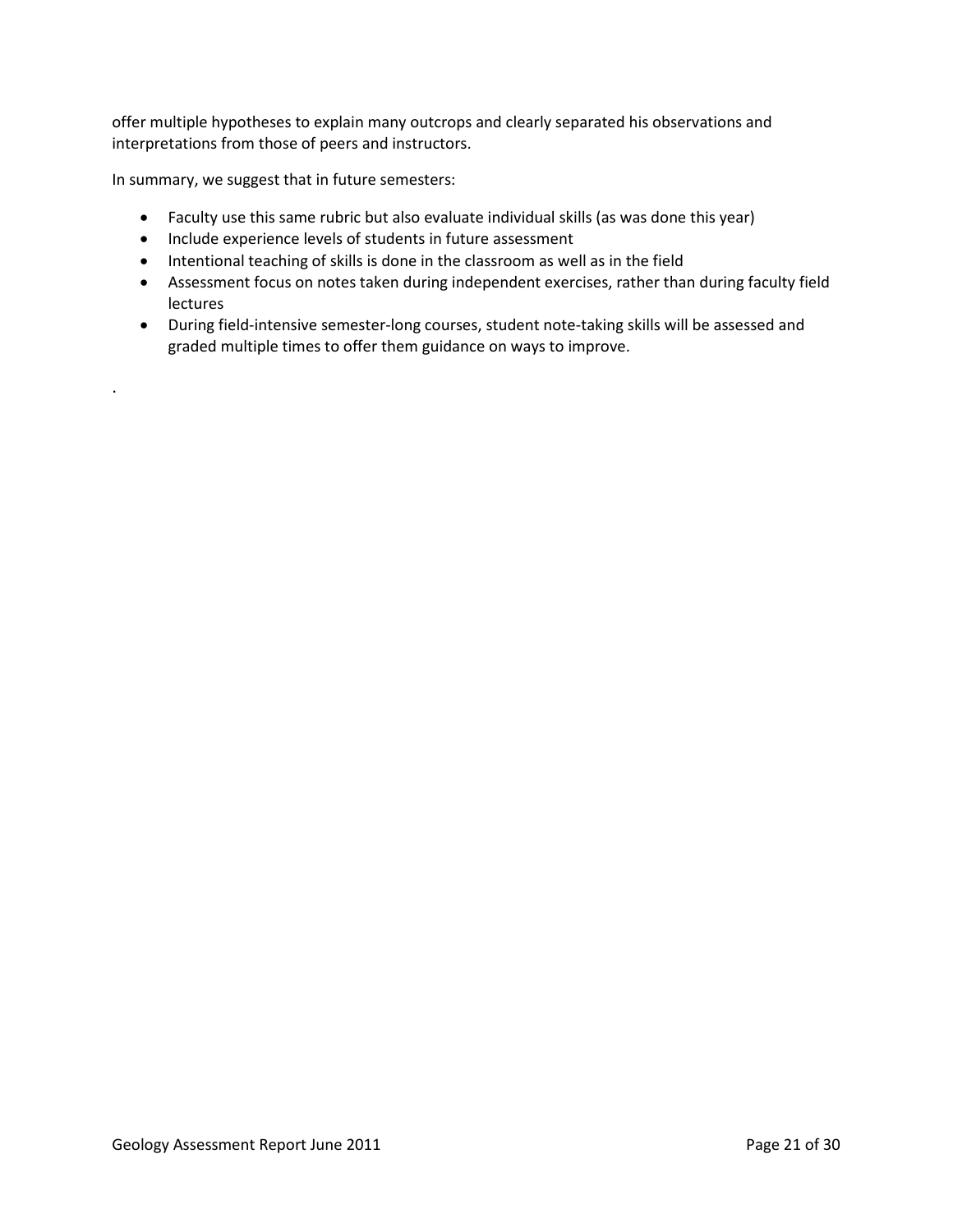offer multiple hypotheses to explain many outcrops and clearly separated his observations and interpretations from those of peers and instructors.

In summary, we suggest that in future semesters:

- Faculty use this same rubric but also evaluate individual skills (as was done this year)
- Include experience levels of students in future assessment
- Intentional teaching of skills is done in the classroom as well as in the field
- Assessment focus on notes taken during independent exercises, rather than during faculty field lectures
- During field-intensive semester-long courses, student note-taking skills will be assessed and graded multiple times to offer them guidance on ways to improve.

.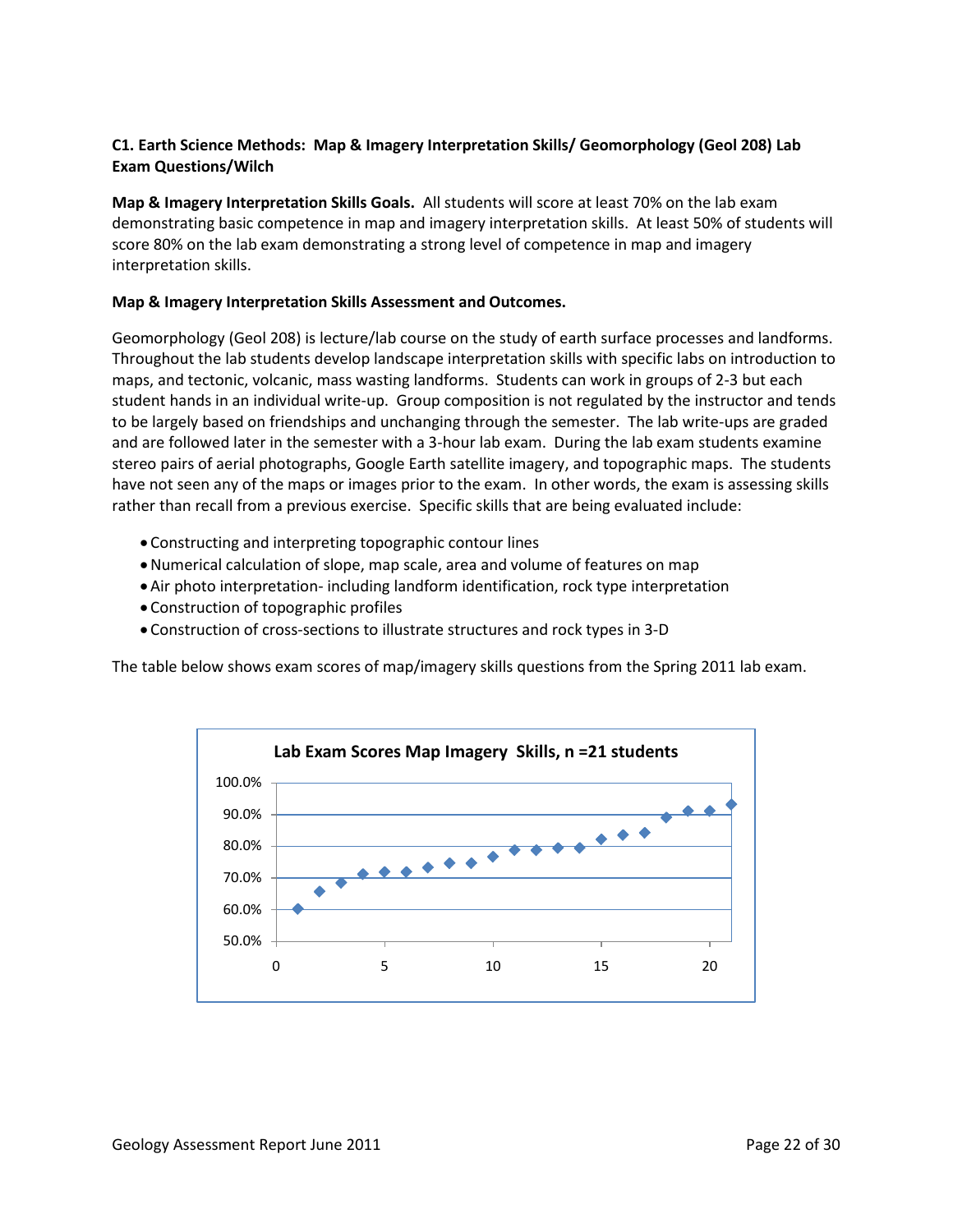**C1. Earth Science Methods: Map & Imagery Interpretation Skills/ Geomorphology (Geol 208) Lab Exam Questions/Wilch**

**Map & Imagery Interpretation Skills Goals.** All students will score at least 70% on the lab exam demonstrating basic competence in map and imagery interpretation skills. At least 50% of students will score 80% on the lab exam demonstrating a strong level of competence in map and imagery interpretation skills.

**Map & Imagery Interpretation Skills Assessment and Outcomes.**

Geomorphology (Geol 208) is lecture/lab course on the study of earth surface processes and landforms. Throughout the lab students develop landscape interpretation skills with specific labs on introduction to maps, and tectonic, volcanic, mass wasting landforms. Students can work in groups of 2-3 but each student hands in an individual write-up. Group composition is not regulated by the instructor and tends to be largely based on friendships and unchanging through the semester. The lab write-ups are graded and are followed later in the semester with a 3-hour lab exam. During the lab exam students examine stereo pairs of aerial photographs, Google Earth satellite imagery, and topographic maps. The students have not seen any of the maps or images prior to the exam. In other words, the exam is assessing skills rather than recall from a previous exercise. Specific skills that are being evaluated include:

- Constructing and interpreting topographic contour lines
- Numerical calculation of slope, map scale, area and volume of features on map
- Air photo interpretation- including landform identification, rock type interpretation
- Construction of topographic profiles
- Construction of cross-sections to illustrate structures and rock types in 3-D

The table below shows exam scores of map/imagery skills questions from the Spring 2011 lab exam.

**Lab Exam Scores Map Imagery Skills, n =21 students**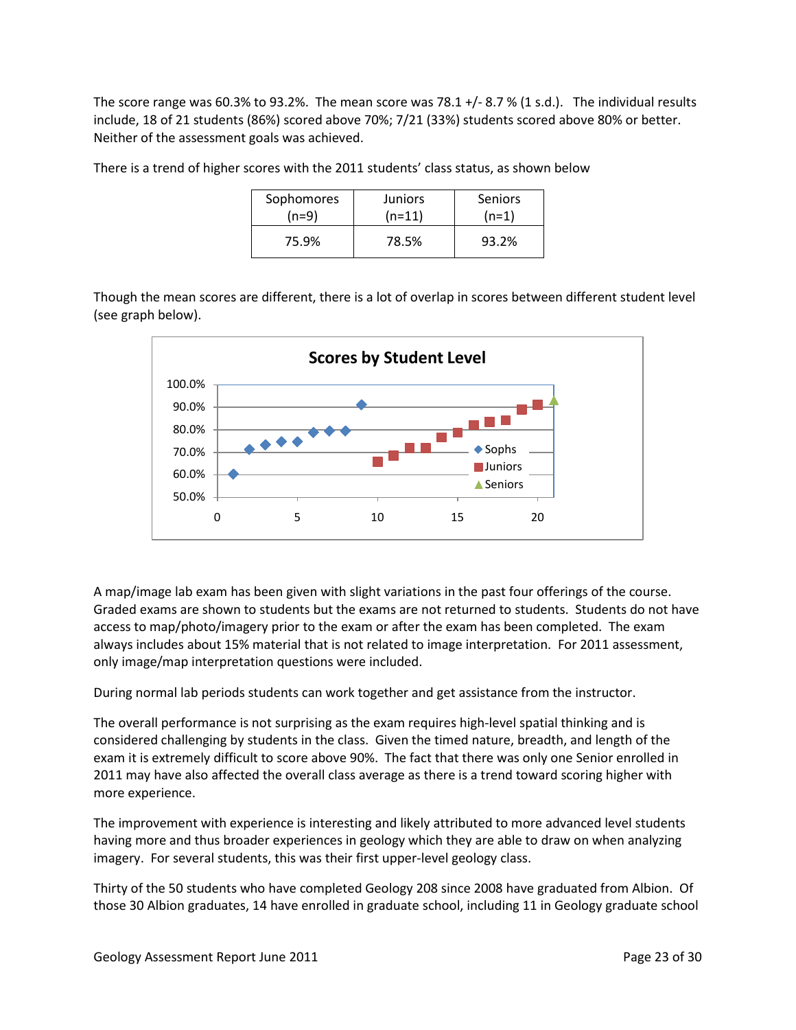The score range was 60.3% to 93.2%. The mean score was 78.1 +/- 8.7 % (1 s.d.). The individual results include, 18 of 21 students (86%) scored above 70%; 7/21 (33%) students scored above 80% or better. Neither of the assessment goals was achieved.

There is a trend of higher scores with the 2011 students' class status, as shown below

| Sophomores (n=9) | Juniors (n=11) | Seniors (n=1) |
|---|---|---|
| 75.9% | 78.5% | 93.2% |

Though the mean scores are different, there is a lot of overlap in scores between different student level (see graph below).

**Scores by Student Level**

A map/image lab exam has been given with slight variations in the past four offerings of the course. Graded exams are shown to students but the exams are not returned to students. Students do not have access to map/photo/imagery prior to the exam or after the exam has been completed. The exam always includes about 15% material that is not related to image interpretation. For 2011 assessment, only image/map interpretation questions were included.

During normal lab periods students can work together and get assistance from the instructor.

The overall performance is not surprising as the exam requires high-level spatial thinking and is considered challenging by students in the class. Given the timed nature, breadth, and length of the exam it is extremely difficult to score above 90%. The fact that there was only one Senior enrolled in 2011 may have also affected the overall class average as there is a trend toward scoring higher with more experience.

The improvement with experience is interesting and likely attributed to more advanced level students having more and thus broader experiences in geology which they are able to draw on when analyzing imagery. For several students, this was their first upper-level geology class.

Thirty of the 50 students who have completed Geology 208 since 2008 have graduated from Albion. Of those 30 Albion graduates, 14 have enrolled in graduate school, including 11 in Geology graduate school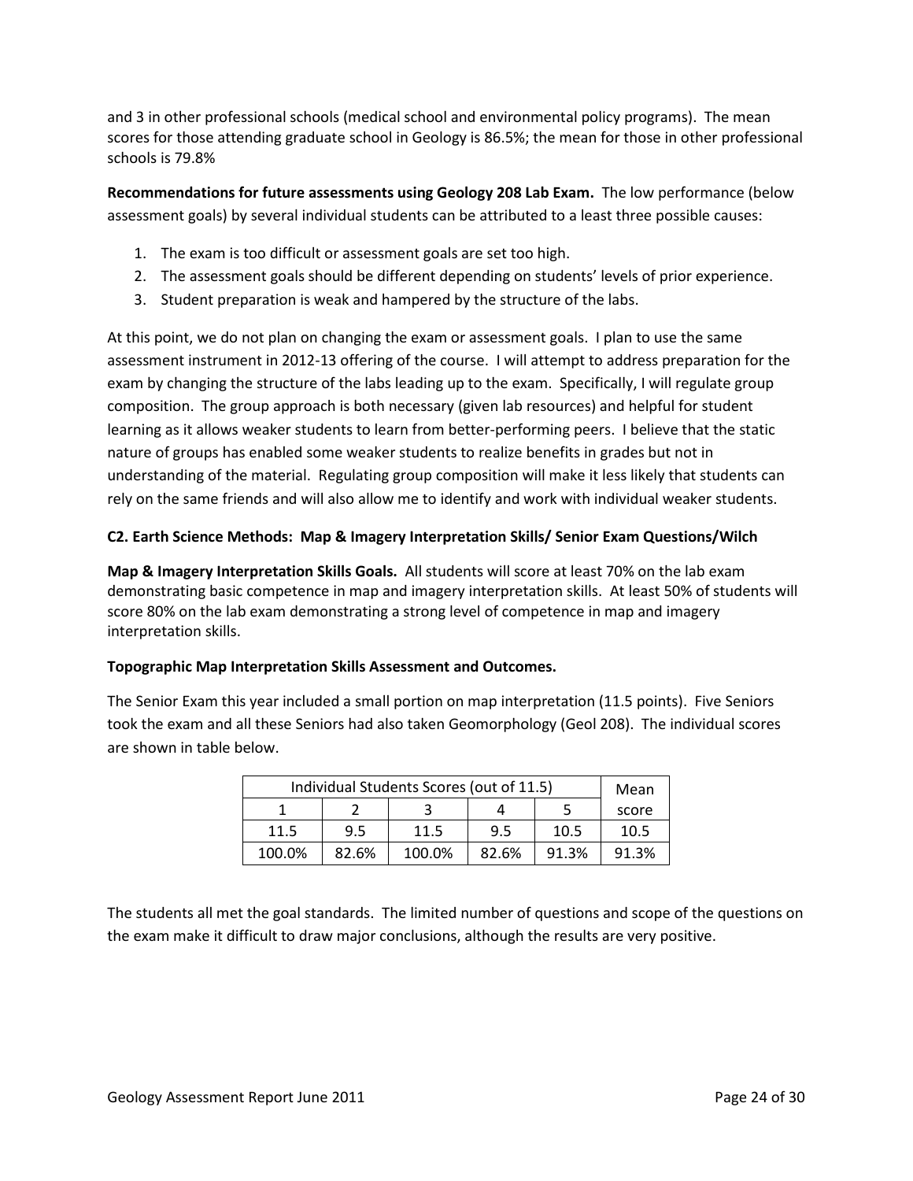and 3 in other professional schools (medical school and environmental policy programs). The mean scores for those attending graduate school in Geology is 86.5%; the mean for those in other professional schools is 79.8%

**Recommendations for future assessments using Geology 208 Lab Exam.** The low performance (below assessment goals) by several individual students can be attributed to a least three possible causes:

1. The exam is too difficult or assessment goals are set too high.
2. The assessment goals should be different depending on students' levels of prior experience.
3. Student preparation is weak and hampered by the structure of the labs.

At this point, we do not plan on changing the exam or assessment goals. I plan to use the same assessment instrument in 2012-13 offering of the course. I will attempt to address preparation for the exam by changing the structure of the labs leading up to the exam. Specifically, I will regulate group composition. The group approach is both necessary (given lab resources) and helpful for student learning as it allows weaker students to learn from better-performing peers. I believe that the static nature of groups has enabled some weaker students to realize benefits in grades but not in understanding of the material. Regulating group composition will make it less likely that students can rely on the same friends and will also allow me to identify and work with individual weaker students.

### C2. Earth Science Methods: Map & Imagery Interpretation Skills/ Senior Exam Questions/Wilch

**Map & Imagery Interpretation Skills Goals.** All students will score at least 70% on the lab exam demonstrating basic competence in map and imagery interpretation skills. At least 50% of students will score 80% on the lab exam demonstrating a strong level of competence in map and imagery interpretation skills.

**Topographic Map Interpretation Skills Assessment and Outcomes.**

The Senior Exam this year included a small portion on map interpretation (11.5 points). Five Seniors took the exam and all these Seniors had also taken Geomorphology (Geol 208). The individual scores are shown in table below.

| Individual Students Scores (out of 11.5) | | | | | Mean |
|---|---|---|---|---|---|
| 1 | 2 | 3 | 4 | 5 | score |
| 11.5 | 9.5 | 11.5 | 9.5 | 10.5 | 10.5 |
| 100.0% | 82.6% | 100.0% | 82.6% | 91.3% | 91.3% |

The students all met the goal standards. The limited number of questions and scope of the questions on the exam make it difficult to draw major conclusions, although the results are very positive.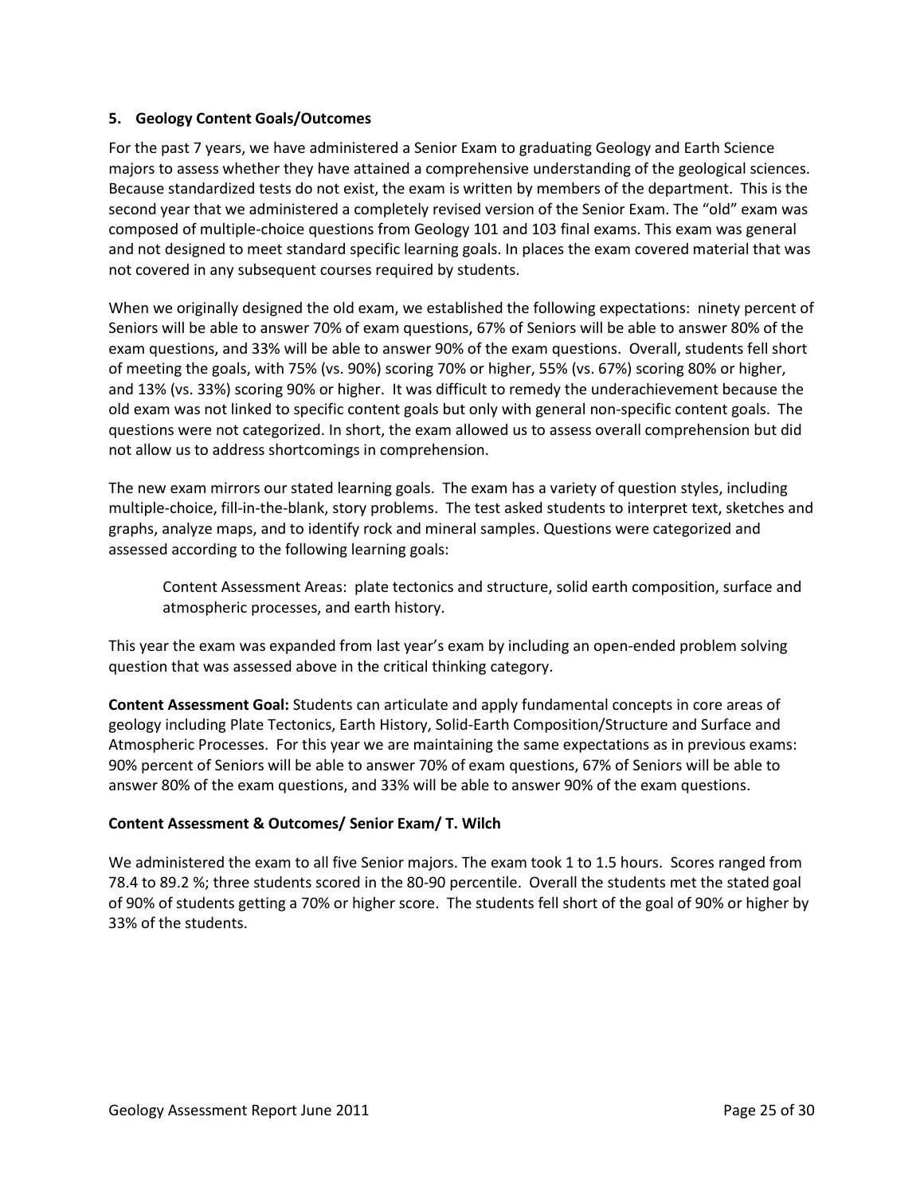### 5. Geology Content Goals/Outcomes

For the past 7 years, we have administered a Senior Exam to graduating Geology and Earth Science majors to assess whether they have attained a comprehensive understanding of the geological sciences. Because standardized tests do not exist, the exam is written by members of the department. This is the second year that we administered a completely revised version of the Senior Exam. The "old" exam was composed of multiple-choice questions from Geology 101 and 103 final exams. This exam was general and not designed to meet standard specific learning goals. In places the exam covered material that was not covered in any subsequent courses required by students.

When we originally designed the old exam, we established the following expectations: ninety percent of Seniors will be able to answer 70% of exam questions, 67% of Seniors will be able to answer 80% of the exam questions, and 33% will be able to answer 90% of the exam questions. Overall, students fell short of meeting the goals, with 75% (vs. 90%) scoring 70% or higher, 55% (vs. 67%) scoring 80% or higher, and 13% (vs. 33%) scoring 90% or higher. It was difficult to remedy the underachievement because the old exam was not linked to specific content goals but only with general non-specific content goals. The questions were not categorized. In short, the exam allowed us to assess overall comprehension but did not allow us to address shortcomings in comprehension.

The new exam mirrors our stated learning goals. The exam has a variety of question styles, including multiple-choice, fill-in-the-blank, story problems. The test asked students to interpret text, sketches and graphs, analyze maps, and to identify rock and mineral samples. Questions were categorized and assessed according to the following learning goals:

> Content Assessment Areas: plate tectonics and structure, solid earth composition, surface and atmospheric processes, and earth history.

This year the exam was expanded from last year's exam by including an open-ended problem solving question that was assessed above in the critical thinking category.

**Content Assessment Goal:** Students can articulate and apply fundamental concepts in core areas of geology including Plate Tectonics, Earth History, Solid-Earth Composition/Structure and Surface and Atmospheric Processes. For this year we are maintaining the same expectations as in previous exams: 90% percent of Seniors will be able to answer 70% of exam questions, 67% of Seniors will be able to answer 80% of the exam questions, and 33% will be able to answer 90% of the exam questions.

**Content Assessment & Outcomes/ Senior Exam/ T. Wilch**

We administered the exam to all five Senior majors. The exam took 1 to 1.5 hours. Scores ranged from 78.4 to 89.2 %; three students scored in the 80-90 percentile. Overall the students met the stated goal of 90% of students getting a 70% or higher score. The students fell short of the goal of 90% or higher by 33% of the students.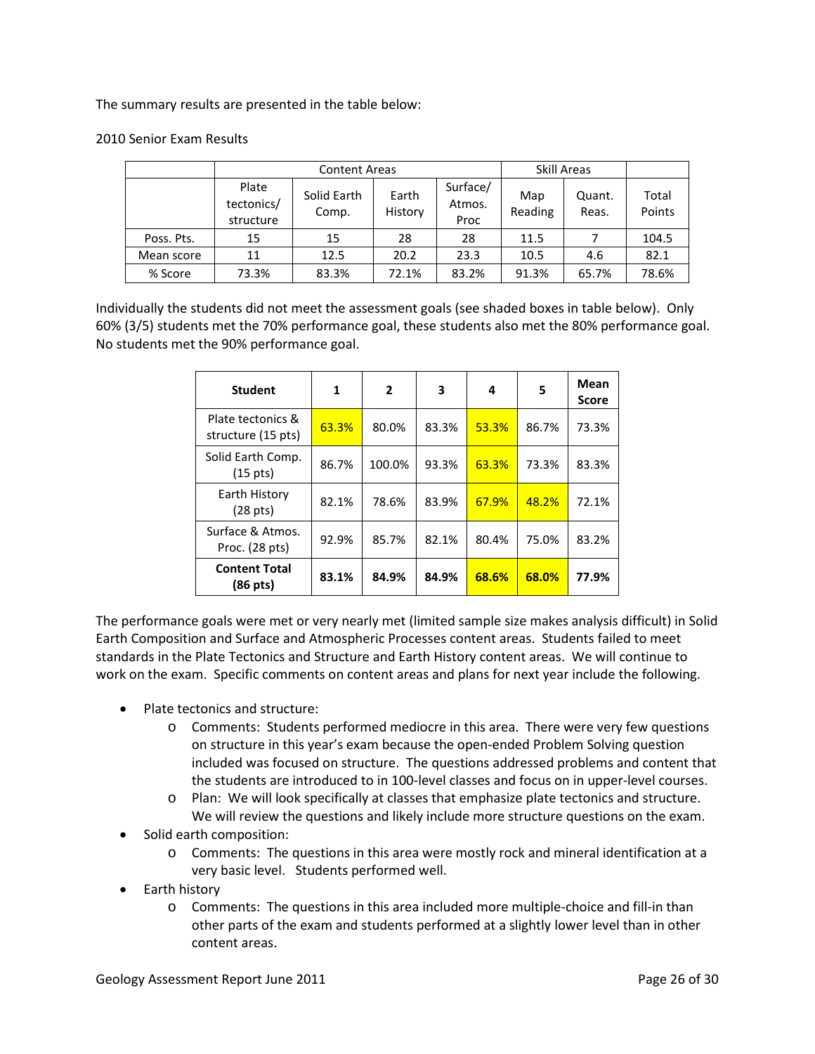The summary results are presented in the table below:

2010 Senior Exam Results

| | Content Areas | | | | Skill Areas | | |
|---|---|---|---|---|---|---|---|
| | Plate tectonics/ structure | Solid Earth Comp. | Earth History | Surface/ Atmos. Proc | Map Reading | Quant. Reas. | Total Points |
| Poss. Pts. | 15 | 15 | 28 | 28 | 11.5 | 7 | 104.5 |
| Mean score | 11 | 12.5 | 20.2 | 23.3 | 10.5 | 4.6 | 82.1 |
| % Score | 73.3% | 83.3% | 72.1% | 83.2% | 91.3% | 65.7% | 78.6% |

Individually the students did not meet the assessment goals (see shaded boxes in table below). Only 60% (3/5) students met the 70% performance goal, these students also met the 80% performance goal. No students met the 90% performance goal.

| Student | 1 | 2 | 3 | 4 | 5 | Mean Score |
|---|---|---|---|---|---|---|
| Plate tectonics & structure (15 pts) | 63.3% | 80.0% | 83.3% | 53.3% | 86.7% | 73.3% |
| Solid Earth Comp. (15 pts) | 86.7% | 100.0% | 93.3% | 63.3% | 73.3% | 83.3% |
| Earth History (28 pts) | 82.1% | 78.6% | 83.9% | 67.9% | 48.2% | 72.1% |
| Surface & Atmos. Proc. (28 pts) | 92.9% | 85.7% | 82.1% | 80.4% | 75.0% | 83.2% |
| **Content Total (86 pts)** | **83.1%** | **84.9%** | **84.9%** | **68.6%** | **68.0%** | **77.9%** |

The performance goals were met or very nearly met (limited sample size makes analysis difficult) in Solid Earth Composition and Surface and Atmospheric Processes content areas. Students failed to meet standards in the Plate Tectonics and Structure and Earth History content areas. We will continue to work on the exam. Specific comments on content areas and plans for next year include the following.

- Plate tectonics and structure:
  - Comments: Students performed mediocre in this area. There were very few questions on structure in this year's exam because the open-ended Problem Solving question included was focused on structure. The questions addressed problems and content that the students are introduced to in 100-level classes and focus on in upper-level courses.
  - Plan: We will look specifically at classes that emphasize plate tectonics and structure. We will review the questions and likely include more structure questions on the exam.
- Solid earth composition:
  - Comments: The questions in this area were mostly rock and mineral identification at a very basic level. Students performed well.
- Earth history
  - Comments: The questions in this area included more multiple-choice and fill-in than other parts of the exam and students performed at a slightly lower level than in other content areas.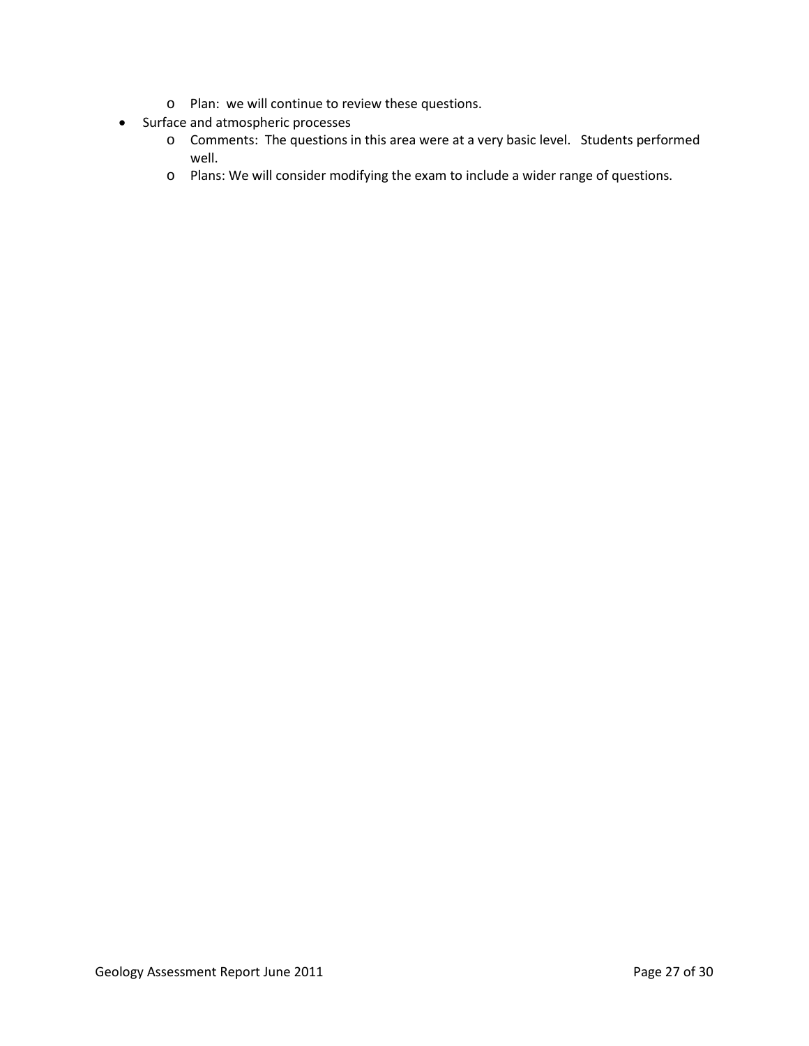- Plan: we will continue to review these questions.
- Surface and atmospheric processes
    - Comments: The questions in this area were at a very basic level. Students performed well.
    - Plans: We will consider modifying the exam to include a wider range of questions.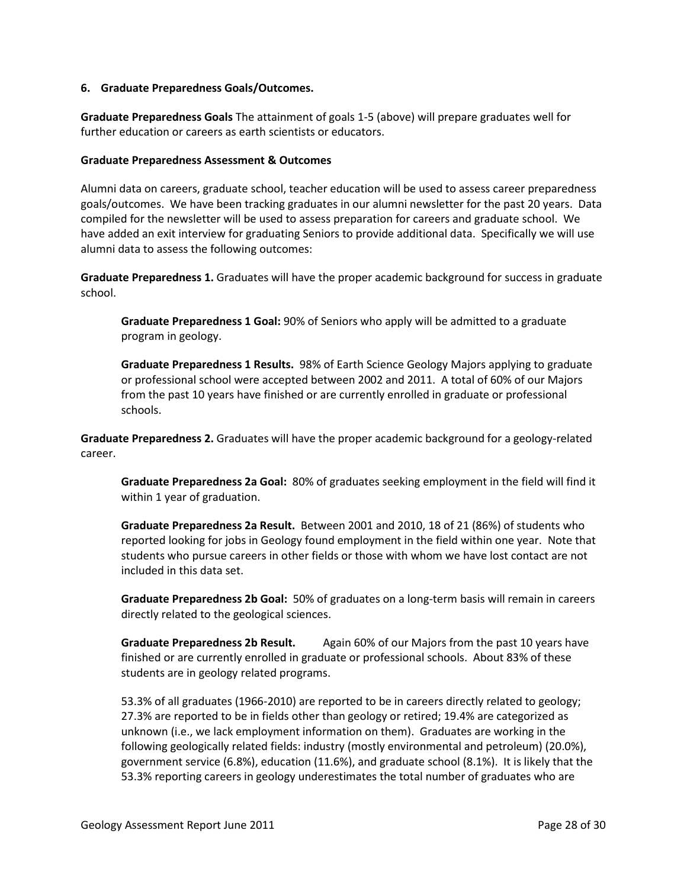### 6. Graduate Preparedness Goals/Outcomes.

**Graduate Preparedness Goals** The attainment of goals 1-5 (above) will prepare graduates well for further education or careers as earth scientists or educators.

**Graduate Preparedness Assessment & Outcomes**

Alumni data on careers, graduate school, teacher education will be used to assess career preparedness goals/outcomes. We have been tracking graduates in our alumni newsletter for the past 20 years. Data compiled for the newsletter will be used to assess preparation for careers and graduate school. We have added an exit interview for graduating Seniors to provide additional data. Specifically we will use alumni data to assess the following outcomes:

**Graduate Preparedness 1.** Graduates will have the proper academic background for success in graduate school.

> **Graduate Preparedness 1 Goal:** 90% of Seniors who apply will be admitted to a graduate program in geology.
>
> **Graduate Preparedness 1 Results.** 98% of Earth Science Geology Majors applying to graduate or professional school were accepted between 2002 and 2011. A total of 60% of our Majors from the past 10 years have finished or are currently enrolled in graduate or professional schools.

**Graduate Preparedness 2.** Graduates will have the proper academic background for a geology-related career.

> **Graduate Preparedness 2a Goal:** 80% of graduates seeking employment in the field will find it within 1 year of graduation.
>
> **Graduate Preparedness 2a Result.** Between 2001 and 2010, 18 of 21 (86%) of students who reported looking for jobs in Geology found employment in the field within one year. Note that students who pursue careers in other fields or those with whom we have lost contact are not included in this data set.
>
> **Graduate Preparedness 2b Goal:** 50% of graduates on a long-term basis will remain in careers directly related to the geological sciences.
>
> **Graduate Preparedness 2b Result.** Again 60% of our Majors from the past 10 years have finished or are currently enrolled in graduate or professional schools. About 83% of these students are in geology related programs.
>
> 53.3% of all graduates (1966-2010) are reported to be in careers directly related to geology; 27.3% are reported to be in fields other than geology or retired; 19.4% are categorized as unknown (i.e., we lack employment information on them). Graduates are working in the following geologically related fields: industry (mostly environmental and petroleum) (20.0%), government service (6.8%), education (11.6%), and graduate school (8.1%). It is likely that the 53.3% reporting careers in geology underestimates the total number of graduates who are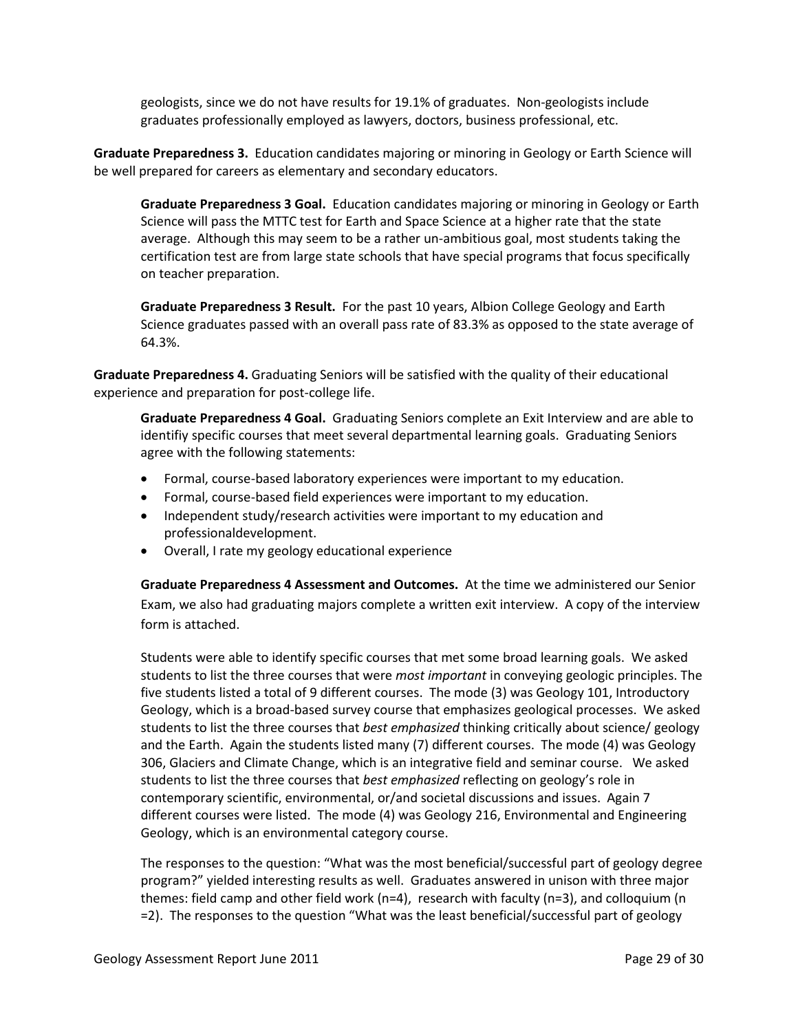geologists, since we do not have results for 19.1% of graduates. Non-geologists include graduates professionally employed as lawyers, doctors, business professional, etc.

**Graduate Preparedness 3.** Education candidates majoring or minoring in Geology or Earth Science will be well prepared for careers as elementary and secondary educators.

**Graduate Preparedness 3 Goal.** Education candidates majoring or minoring in Geology or Earth Science will pass the MTTC test for Earth and Space Science at a higher rate that the state average. Although this may seem to be a rather un-ambitious goal, most students taking the certification test are from large state schools that have special programs that focus specifically on teacher preparation.

**Graduate Preparedness 3 Result.** For the past 10 years, Albion College Geology and Earth Science graduates passed with an overall pass rate of 83.3% as opposed to the state average of 64.3%.

**Graduate Preparedness 4.** Graduating Seniors will be satisfied with the quality of their educational experience and preparation for post-college life.

**Graduate Preparedness 4 Goal.** Graduating Seniors complete an Exit Interview and are able to identifiy specific courses that meet several departmental learning goals. Graduating Seniors agree with the following statements:

- Formal, course-based laboratory experiences were important to my education.
- Formal, course-based field experiences were important to my education.
- Independent study/research activities were important to my education and professionaldevelopment.
- Overall, I rate my geology educational experience

**Graduate Preparedness 4 Assessment and Outcomes.** At the time we administered our Senior Exam, we also had graduating majors complete a written exit interview. A copy of the interview form is attached.

Students were able to identify specific courses that met some broad learning goals. We asked students to list the three courses that were *most important* in conveying geologic principles. The five students listed a total of 9 different courses. The mode (3) was Geology 101, Introductory Geology, which is a broad-based survey course that emphasizes geological processes. We asked students to list the three courses that *best emphasized* thinking critically about science/ geology and the Earth. Again the students listed many (7) different courses. The mode (4) was Geology 306, Glaciers and Climate Change, which is an integrative field and seminar course. We asked students to list the three courses that *best emphasized* reflecting on geology's role in contemporary scientific, environmental, or/and societal discussions and issues. Again 7 different courses were listed. The mode (4) was Geology 216, Environmental and Engineering Geology, which is an environmental category course.

The responses to the question: "What was the most beneficial/successful part of geology degree program?" yielded interesting results as well. Graduates answered in unison with three major themes: field camp and other field work (n=4), research with faculty (n=3), and colloquium (n =2). The responses to the question "What was the least beneficial/successful part of geology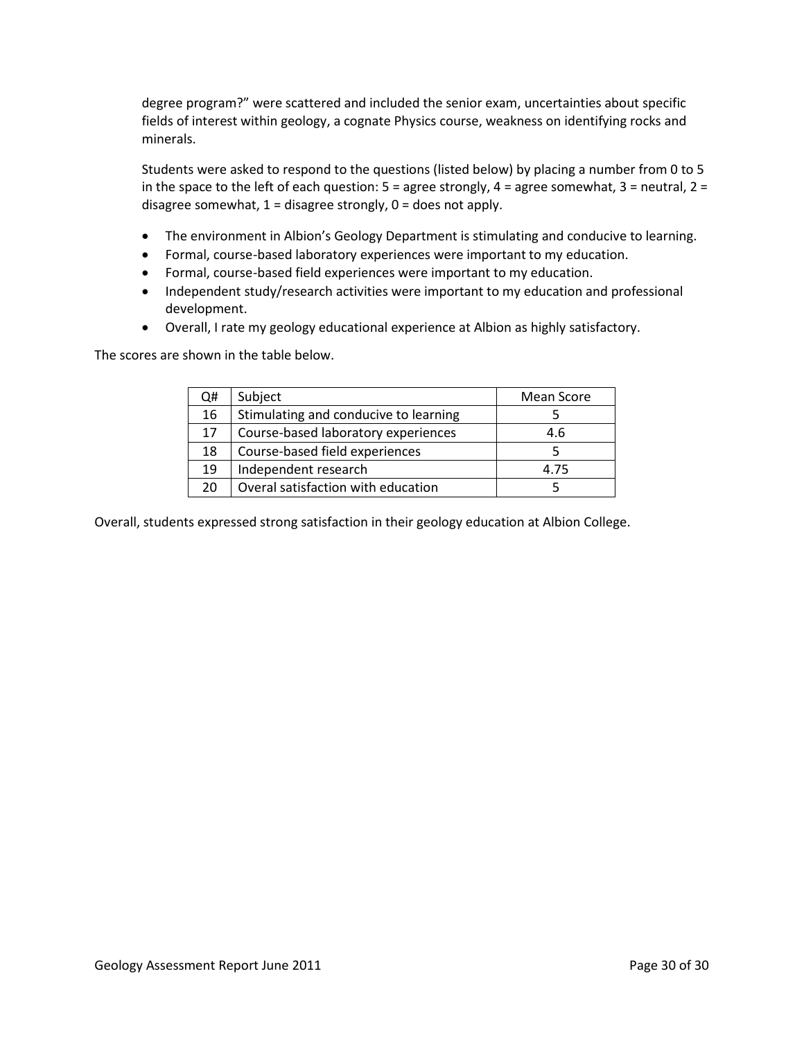degree program?" were scattered and included the senior exam, uncertainties about specific fields of interest within geology, a cognate Physics course, weakness on identifying rocks and minerals.

Students were asked to respond to the questions (listed below) by placing a number from 0 to 5 in the space to the left of each question: 5 = agree strongly, 4 = agree somewhat, 3 = neutral, 2 = disagree somewhat, 1 = disagree strongly, 0 = does not apply.

- The environment in Albion's Geology Department is stimulating and conducive to learning.
- Formal, course-based laboratory experiences were important to my education.
- Formal, course-based field experiences were important to my education.
- Independent study/research activities were important to my education and professional development.
- Overall, I rate my geology educational experience at Albion as highly satisfactory.

The scores are shown in the table below.

| Q# | Subject | Mean Score |
|---|---|---|
| 16 | Stimulating and conducive to learning | 5 |
| 17 | Course-based laboratory experiences | 4.6 |
| 18 | Course-based field experiences | 5 |
| 19 | Independent research | 4.75 |
| 20 | Overal satisfaction with education | 5 |

Overall, students expressed strong satisfaction in their geology education at Albion College.